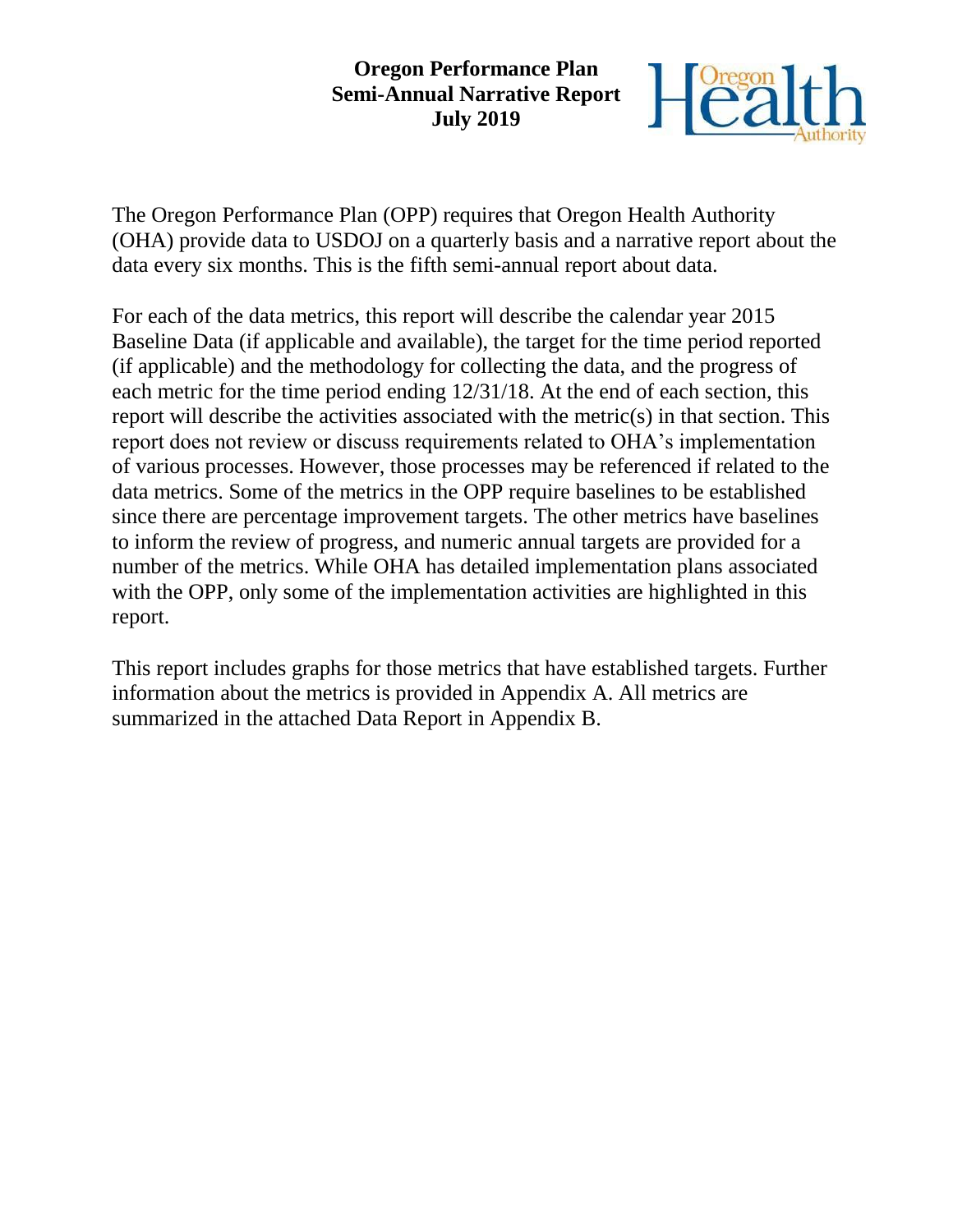# Oregon Performance Plan
# Semi-Annual Narrative Report
# July 2019

The Oregon Performance Plan (OPP) requires that Oregon Health Authority (OHA) provide data to USDOJ on a quarterly basis and a narrative report about the data every six months. This is the fifth semi-annual report about data.

For each of the data metrics, this report will describe the calendar year 2015 Baseline Data (if applicable and available), the target for the time period reported (if applicable) and the methodology for collecting the data, and the progress of each metric for the time period ending 12/31/18. At the end of each section, this report will describe the activities associated with the metric(s) in that section. This report does not review or discuss requirements related to OHA's implementation of various processes. However, those processes may be referenced if related to the data metrics. Some of the metrics in the OPP require baselines to be established since there are percentage improvement targets. The other metrics have baselines to inform the review of progress, and numeric annual targets are provided for a number of the metrics. While OHA has detailed implementation plans associated with the OPP, only some of the implementation activities are highlighted in this report.

This report includes graphs for those metrics that have established targets. Further information about the metrics is provided in Appendix A. All metrics are summarized in the attached Data Report in Appendix B.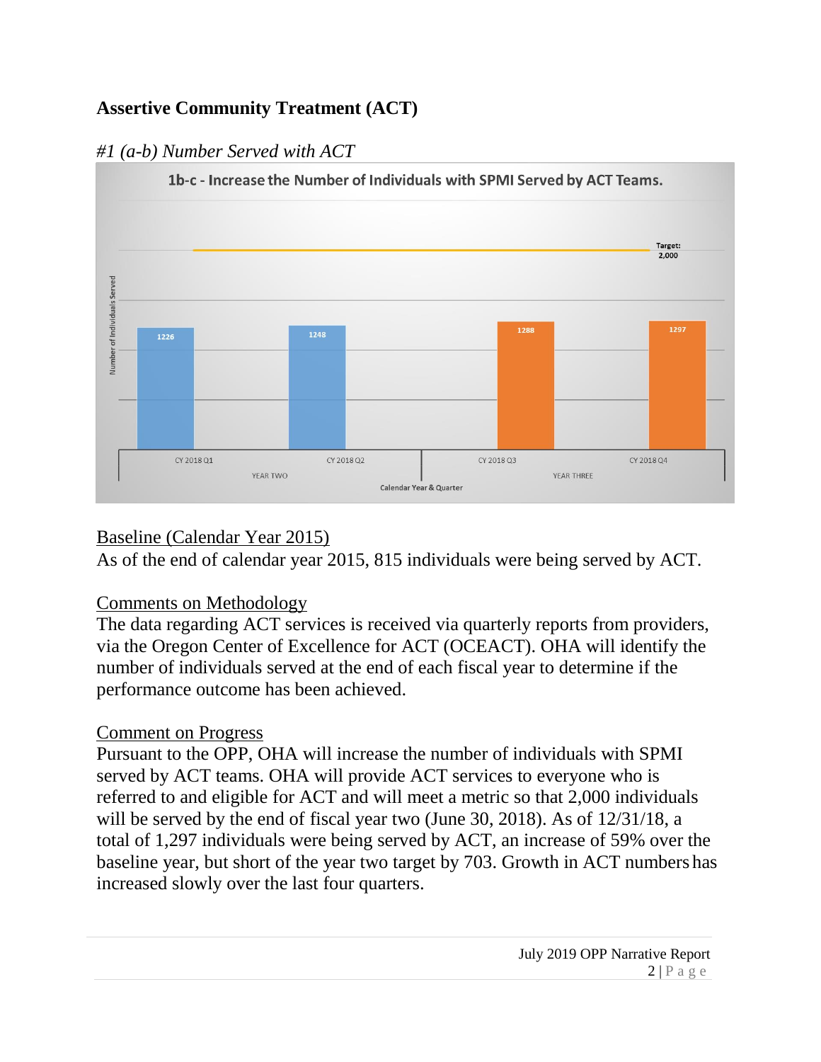## Assertive Community Treatment (ACT)

### *#1 (a-b) Number Served with ACT*

1b-c - Increase the Number of Individuals with SPMI Served by ACT Teams.

| Calendar Year & Quarter | | Number of Individuals Served |
|---|---|---|
| YEAR TWO | CY 2018 Q1 | 1226 |
| YEAR TWO | CY 2018 Q2 | 1248 |
| YEAR THREE | CY 2018 Q3 | 1288 |
| YEAR THREE | CY 2018 Q4 | 1297 |

Target: 2,000

Baseline (Calendar Year 2015)

As of the end of calendar year 2015, 815 individuals were being served by ACT.

Comments on Methodology

The data regarding ACT services is received via quarterly reports from providers, via the Oregon Center of Excellence for ACT (OCEACT). OHA will identify the number of individuals served at the end of each fiscal year to determine if the performance outcome has been achieved.

Comment on Progress

Pursuant to the OPP, OHA will increase the number of individuals with SPMI served by ACT teams. OHA will provide ACT services to everyone who is referred to and eligible for ACT and will meet a metric so that 2,000 individuals will be served by the end of fiscal year two (June 30, 2018). As of 12/31/18, a total of 1,297 individuals were being served by ACT, an increase of 59% over the baseline year, but short of the year two target by 703. Growth in ACT numbers has increased slowly over the last four quarters.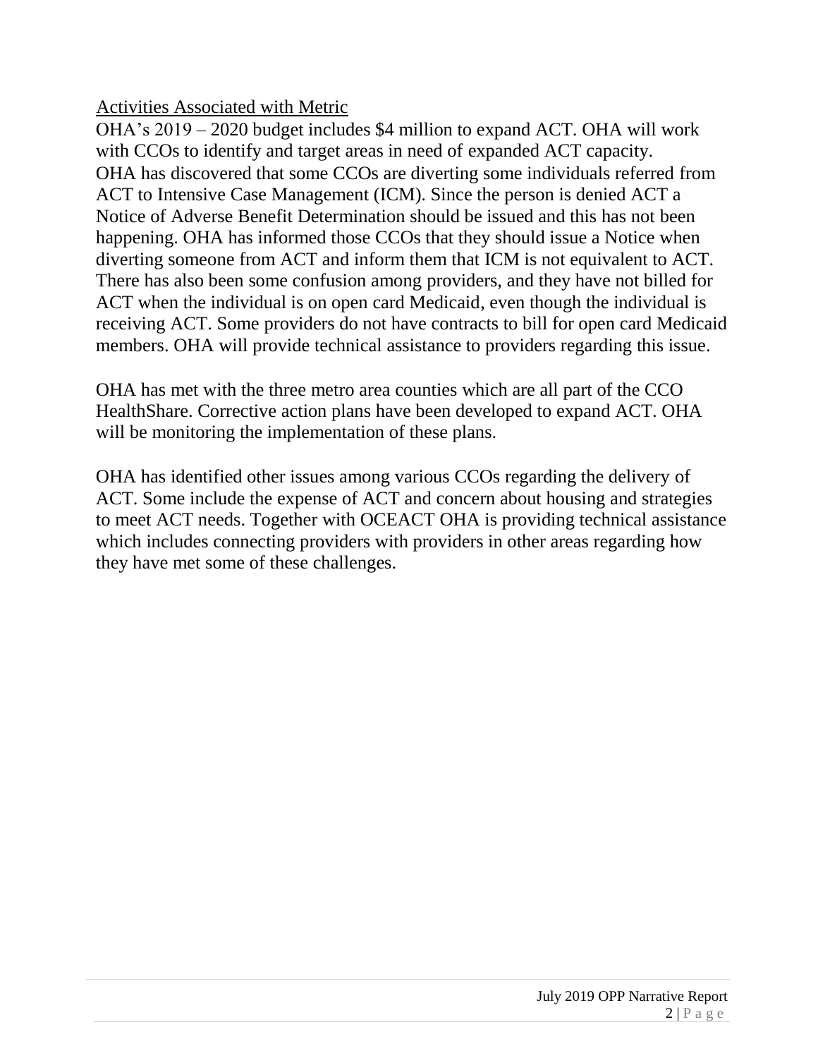Activities Associated with Metric

OHA's 2019 – 2020 budget includes $4 million to expand ACT. OHA will work with CCOs to identify and target areas in need of expanded ACT capacity. OHA has discovered that some CCOs are diverting some individuals referred from ACT to Intensive Case Management (ICM). Since the person is denied ACT a Notice of Adverse Benefit Determination should be issued and this has not been happening. OHA has informed those CCOs that they should issue a Notice when diverting someone from ACT and inform them that ICM is not equivalent to ACT. There has also been some confusion among providers, and they have not billed for ACT when the individual is on open card Medicaid, even though the individual is receiving ACT. Some providers do not have contracts to bill for open card Medicaid members. OHA will provide technical assistance to providers regarding this issue.

OHA has met with the three metro area counties which are all part of the CCO HealthShare. Corrective action plans have been developed to expand ACT. OHA will be monitoring the implementation of these plans.

OHA has identified other issues among various CCOs regarding the delivery of ACT. Some include the expense of ACT and concern about housing and strategies to meet ACT needs. Together with OCEACT OHA is providing technical assistance which includes connecting providers with providers in other areas regarding how they have met some of these challenges.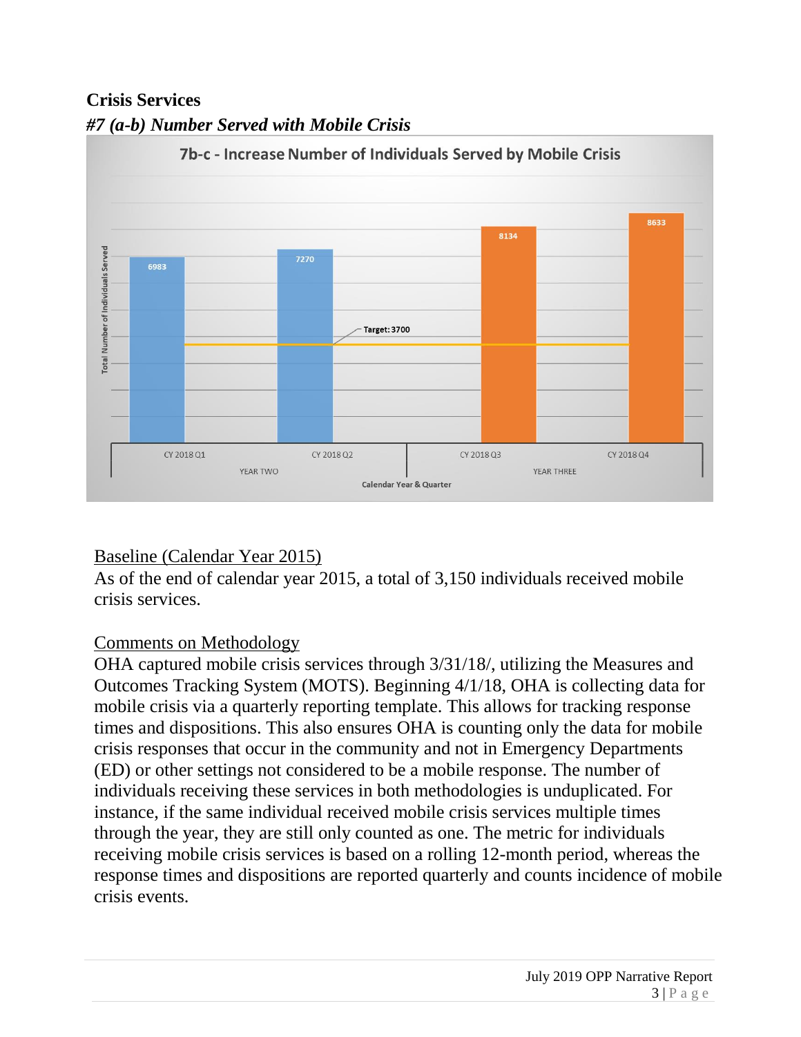## Crisis Services

### *#7 (a-b) Number Served with Mobile Crisis*

<u>Baseline (Calendar Year 2015)</u>

As of the end of calendar year 2015, a total of 3,150 individuals received mobile crisis services.

<u>Comments on Methodology</u>

OHA captured mobile crisis services through 3/31/18/, utilizing the Measures and Outcomes Tracking System (MOTS). Beginning 4/1/18, OHA is collecting data for mobile crisis via a quarterly reporting template. This allows for tracking response times and dispositions. This also ensures OHA is counting only the data for mobile crisis responses that occur in the community and not in Emergency Departments (ED) or other settings not considered to be a mobile response. The number of individuals receiving these services in both methodologies is unduplicated. For instance, if the same individual received mobile crisis services multiple times through the year, they are still only counted as one. The metric for individuals receiving mobile crisis services is based on a rolling 12-month period, whereas the response times and dispositions are reported quarterly and counts incidence of mobile crisis events.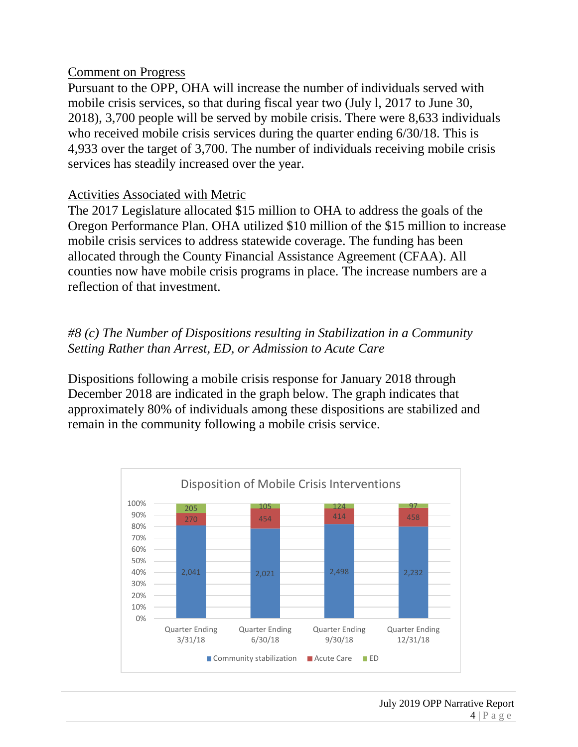Comment on Progress

Pursuant to the OPP, OHA will increase the number of individuals served with mobile crisis services, so that during fiscal year two (July l, 2017 to June 30, 2018), 3,700 people will be served by mobile crisis. There were 8,633 individuals who received mobile crisis services during the quarter ending 6/30/18. This is 4,933 over the target of 3,700. The number of individuals receiving mobile crisis services has steadily increased over the year.

Activities Associated with Metric

The 2017 Legislature allocated $15 million to OHA to address the goals of the Oregon Performance Plan. OHA utilized $10 million of the $15 million to increase mobile crisis services to address statewide coverage. The funding has been allocated through the County Financial Assistance Agreement (CFAA). All counties now have mobile crisis programs in place. The increase numbers are a reflection of that investment.

*#8 (c) The Number of Dispositions resulting in Stabilization in a Community Setting Rather than Arrest, ED, or Admission to Acute Care*

Dispositions following a mobile crisis response for January 2018 through December 2018 are indicated in the graph below. The graph indicates that approximately 80% of individuals among these dispositions are stabilized and remain in the community following a mobile crisis service.

Disposition of Mobile Crisis Interventions

| | Quarter Ending 3/31/18 | Quarter Ending 6/30/18 | Quarter Ending 9/30/18 | Quarter Ending 12/31/18 |
|---|---|---|---|---|
| Community stabilization | 2,041 | 2,021 | 2,498 | 2,232 |
| Acute Care | 270 | 454 | 414 | 458 |
| ED | 205 | 105 | 124 | 97 |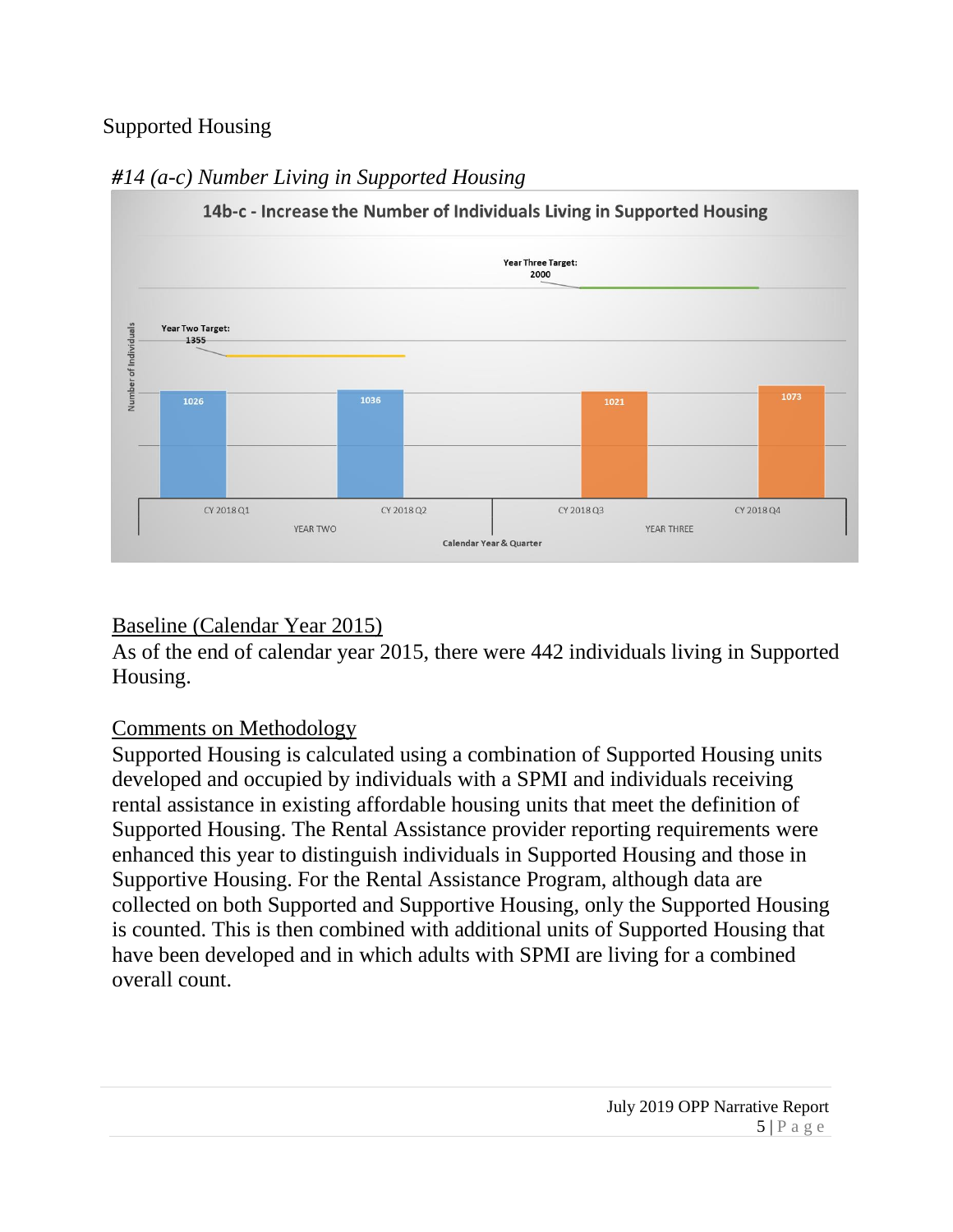## Supported Housing

### *#14 (a-c) Number Living in Supported Housing*

**14b-c - Increase the Number of Individuals Living in Supported Housing**

| Year | Calendar Year & Quarter | Number of Individuals | Target |
|---|---|---|---|
| YEAR TWO | CY 2018 Q1 | 1026 | Year Two Target: 1355 |
| YEAR TWO | CY 2018 Q2 | 1036 | Year Two Target: 1355 |
| YEAR THREE | CY 2018 Q3 | 1021 | Year Three Target: 2000 |
| YEAR THREE | CY 2018 Q4 | 1073 | Year Three Target: 2000 |

<u>Baseline (Calendar Year 2015)</u>

As of the end of calendar year 2015, there were 442 individuals living in Supported Housing.

<u>Comments on Methodology</u>

Supported Housing is calculated using a combination of Supported Housing units developed and occupied by individuals with a SPMI and individuals receiving rental assistance in existing affordable housing units that meet the definition of Supported Housing. The Rental Assistance provider reporting requirements were enhanced this year to distinguish individuals in Supported Housing and those in Supportive Housing. For the Rental Assistance Program, although data are collected on both Supported and Supportive Housing, only the Supported Housing is counted. This is then combined with additional units of Supported Housing that have been developed and in which adults with SPMI are living for a combined overall count.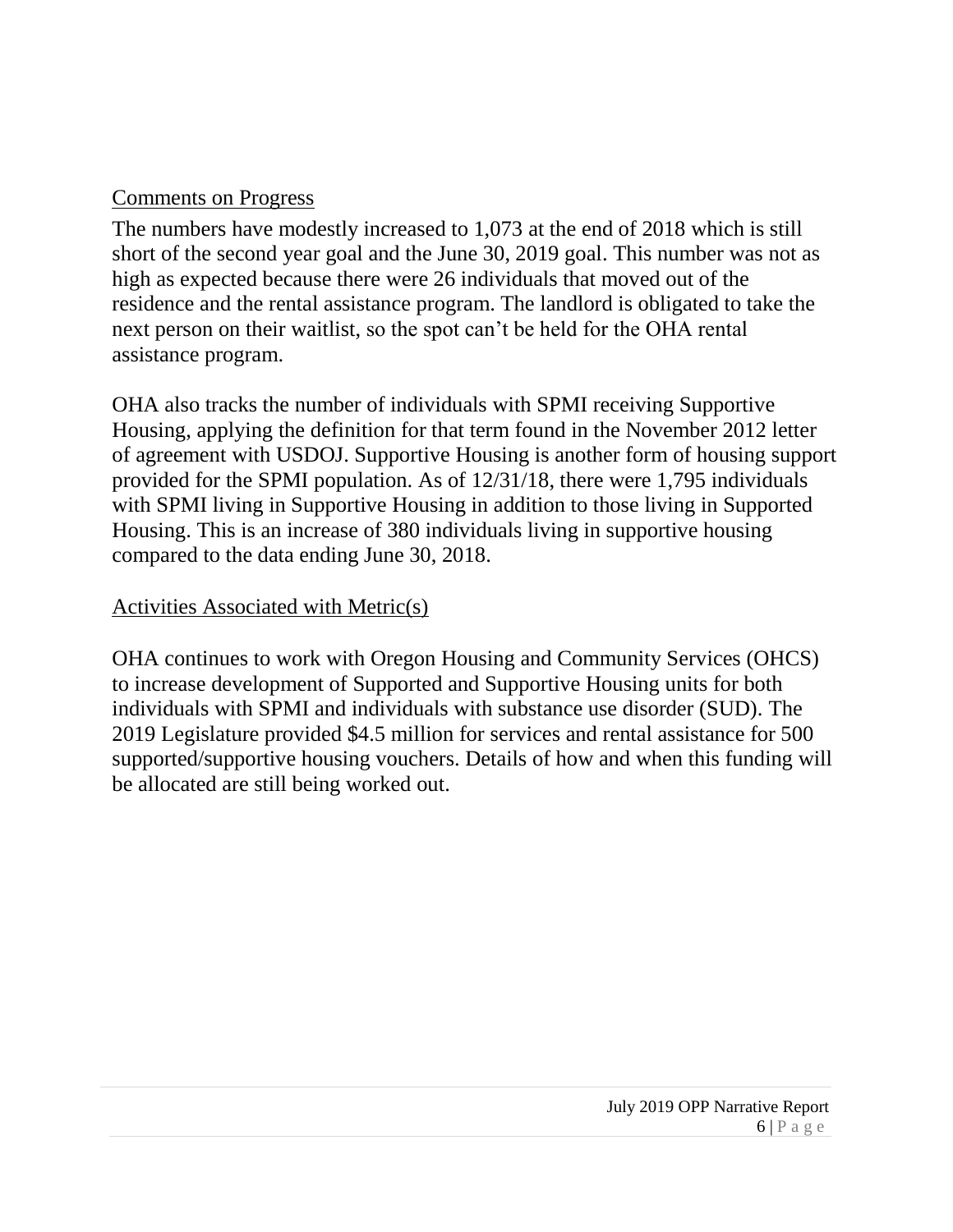Comments on Progress

The numbers have modestly increased to 1,073 at the end of 2018 which is still short of the second year goal and the June 30, 2019 goal. This number was not as high as expected because there were 26 individuals that moved out of the residence and the rental assistance program. The landlord is obligated to take the next person on their waitlist, so the spot can't be held for the OHA rental assistance program.

OHA also tracks the number of individuals with SPMI receiving Supportive Housing, applying the definition for that term found in the November 2012 letter of agreement with USDOJ. Supportive Housing is another form of housing support provided for the SPMI population. As of 12/31/18, there were 1,795 individuals with SPMI living in Supportive Housing in addition to those living in Supported Housing. This is an increase of 380 individuals living in supportive housing compared to the data ending June 30, 2018.

Activities Associated with Metric(s)

OHA continues to work with Oregon Housing and Community Services (OHCS) to increase development of Supported and Supportive Housing units for both individuals with SPMI and individuals with substance use disorder (SUD). The 2019 Legislature provided $4.5 million for services and rental assistance for 500 supported/supportive housing vouchers. Details of how and when this funding will be allocated are still being worked out.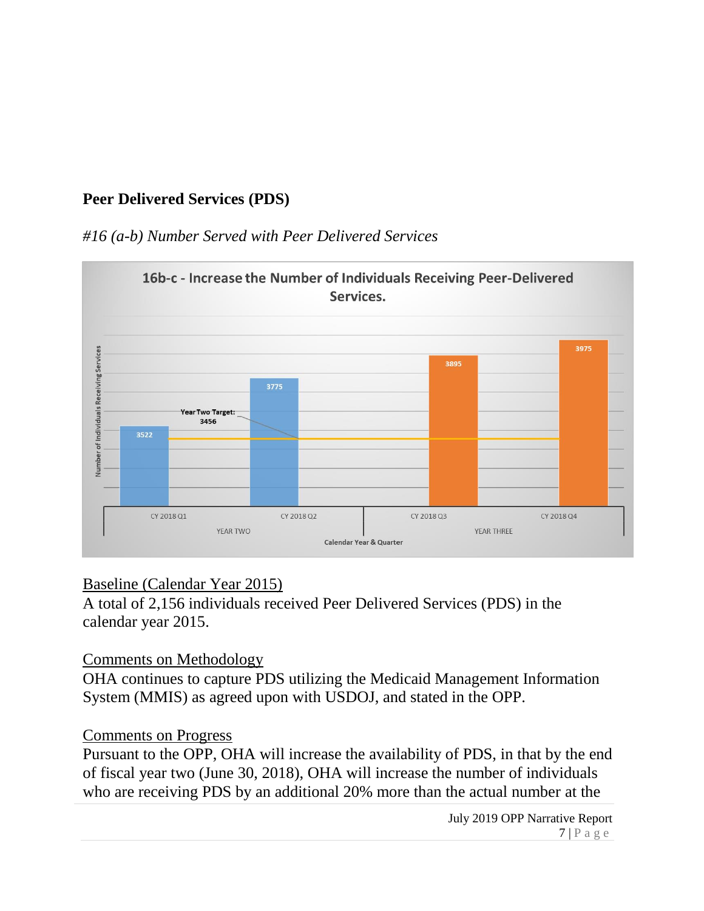## Peer Delivered Services (PDS)

*#16 (a-b) Number Served with Peer Delivered Services*

16b-c - Increase the Number of Individuals Receiving Peer-Delivered Services.

| Calendar Year & Quarter | Number of Individuals Receiving Services |
|---|---|
| CY 2018 Q1 (YEAR TWO) | 3522 |
| CY 2018 Q2 (YEAR TWO) | 3775 |
| CY 2018 Q3 (YEAR THREE) | 3895 |
| CY 2018 Q4 (YEAR THREE) | 3975 |

Year Two Target: 3456

Baseline (Calendar Year 2015)

A total of 2,156 individuals received Peer Delivered Services (PDS) in the calendar year 2015.

Comments on Methodology

OHA continues to capture PDS utilizing the Medicaid Management Information System (MMIS) as agreed upon with USDOJ, and stated in the OPP.

Comments on Progress

Pursuant to the OPP, OHA will increase the availability of PDS, in that by the end of fiscal year two (June 30, 2018), OHA will increase the number of individuals who are receiving PDS by an additional 20% more than the actual number at the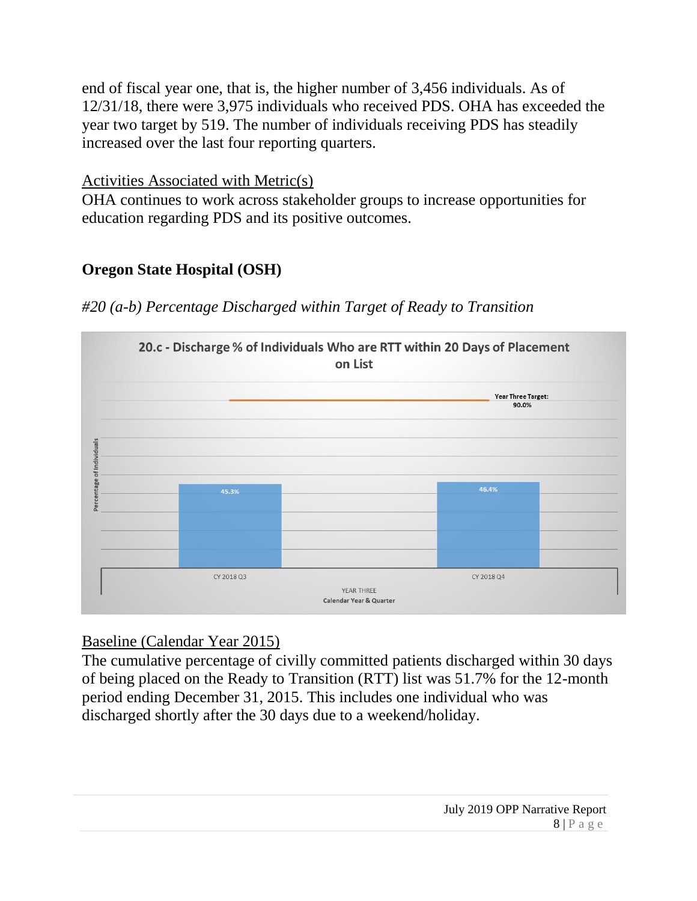end of fiscal year one, that is, the higher number of 3,456 individuals. As of 12/31/18, there were 3,975 individuals who received PDS. OHA has exceeded the year two target by 519. The number of individuals receiving PDS has steadily increased over the last four reporting quarters.

<u>Activities Associated with Metric(s)</u>

OHA continues to work across stakeholder groups to increase opportunities for education regarding PDS and its positive outcomes.

## Oregon State Hospital (OSH)

*#20 (a-b) Percentage Discharged within Target of Ready to Transition*

**20.c - Discharge % of Individuals Who are RTT within 20 Days of Placement on List**

| Calendar Year & Quarter (Year Three) | Percentage of Individuals |
|---|---|
| CY 2018 Q3 | 45.3% |
| CY 2018 Q4 | 46.4% |

Year Three Target: 90.0%

<u>Baseline (Calendar Year 2015)</u>

The cumulative percentage of civilly committed patients discharged within 30 days of being placed on the Ready to Transition (RTT) list was 51.7% for the 12-month period ending December 31, 2015. This includes one individual who was discharged shortly after the 30 days due to a weekend/holiday.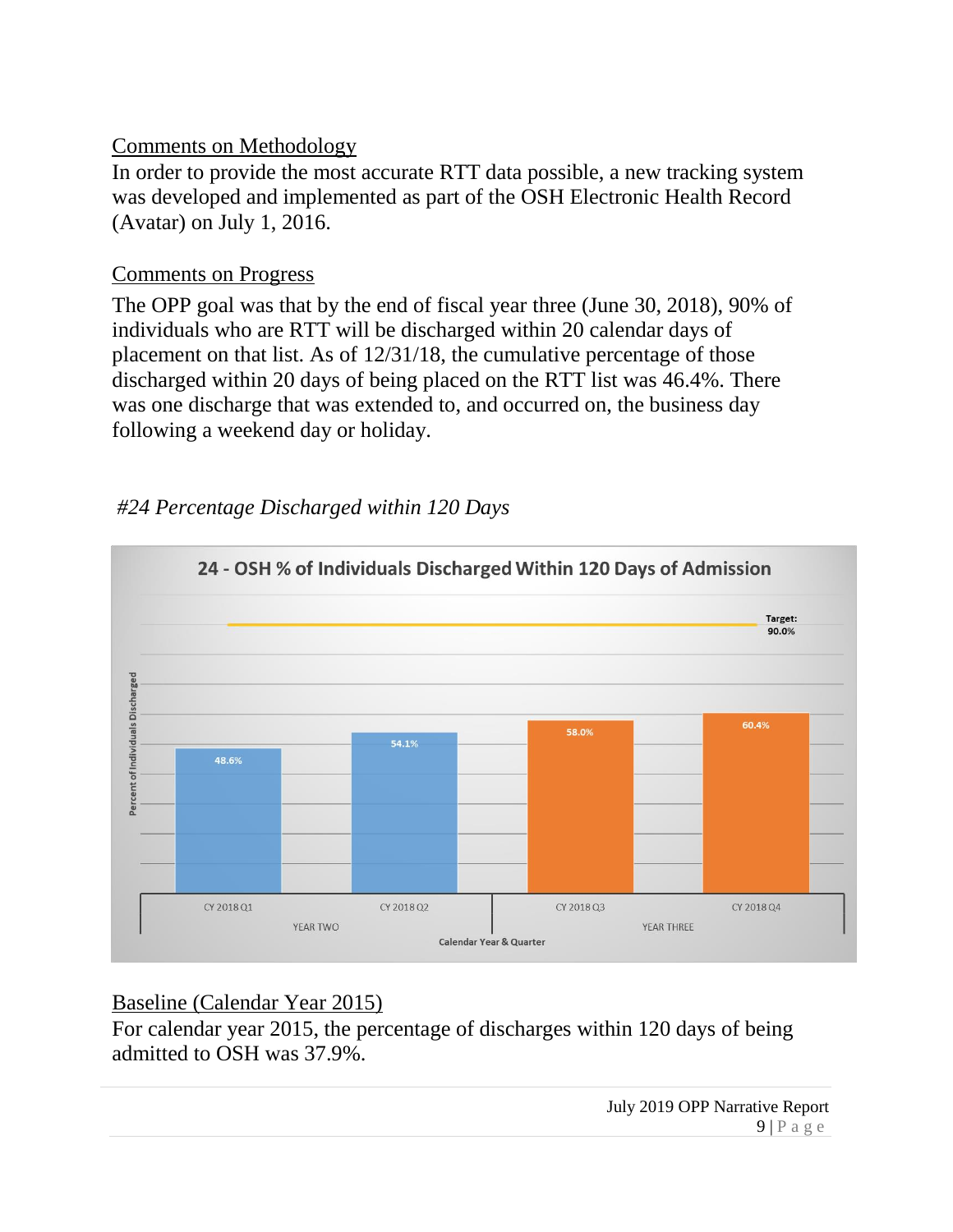Comments on Methodology

In order to provide the most accurate RTT data possible, a new tracking system was developed and implemented as part of the OSH Electronic Health Record (Avatar) on July 1, 2016.

Comments on Progress

The OPP goal was that by the end of fiscal year three (June 30, 2018), 90% of individuals who are RTT will be discharged within 20 calendar days of placement on that list. As of 12/31/18, the cumulative percentage of those discharged within 20 days of being placed on the RTT list was 46.4%. There was one discharge that was extended to, and occurred on, the business day following a weekend day or holiday.

*#24 Percentage Discharged within 120 Days*

**24 - OSH % of Individuals Discharged Within 120 Days of Admission**

| Year | Calendar Year & Quarter | Percent of Individuals Discharged |
|---|---|---|
| YEAR TWO | CY 2018 Q1 | 48.6% |
| YEAR TWO | CY 2018 Q2 | 54.1% |
| YEAR THREE | CY 2018 Q3 | 58.0% |
| YEAR THREE | CY 2018 Q4 | 60.4% |

Target: 90.0%

Baseline (Calendar Year 2015)

For calendar year 2015, the percentage of discharges within 120 days of being admitted to OSH was 37.9%.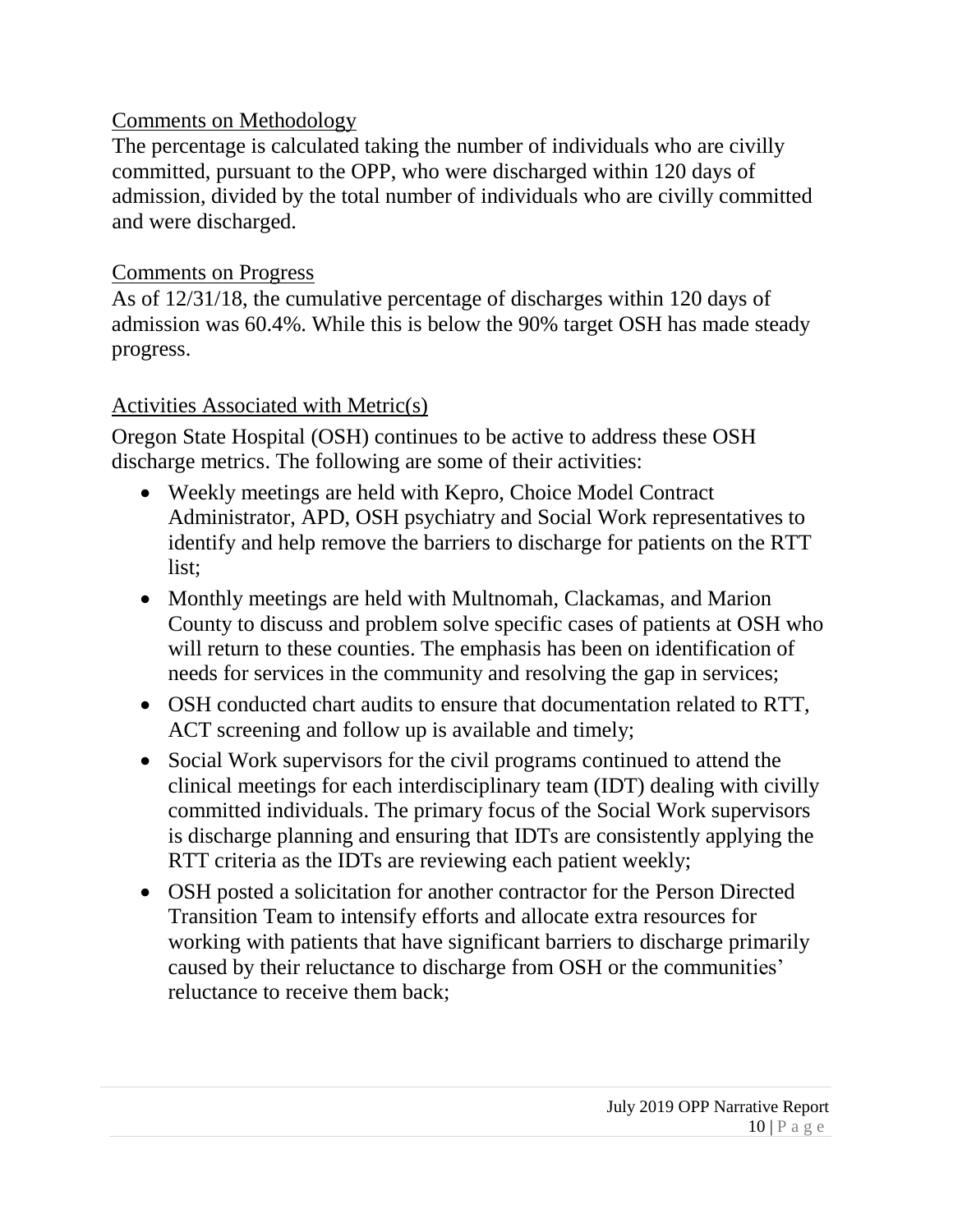Comments on Methodology

The percentage is calculated taking the number of individuals who are civilly committed, pursuant to the OPP, who were discharged within 120 days of admission, divided by the total number of individuals who are civilly committed and were discharged.

Comments on Progress

As of 12/31/18, the cumulative percentage of discharges within 120 days of admission was 60.4%. While this is below the 90% target OSH has made steady progress.

Activities Associated with Metric(s)

Oregon State Hospital (OSH) continues to be active to address these OSH discharge metrics. The following are some of their activities:

- Weekly meetings are held with Kepro, Choice Model Contract Administrator, APD, OSH psychiatry and Social Work representatives to identify and help remove the barriers to discharge for patients on the RTT list;
- Monthly meetings are held with Multnomah, Clackamas, and Marion County to discuss and problem solve specific cases of patients at OSH who will return to these counties. The emphasis has been on identification of needs for services in the community and resolving the gap in services;
- OSH conducted chart audits to ensure that documentation related to RTT, ACT screening and follow up is available and timely;
- Social Work supervisors for the civil programs continued to attend the clinical meetings for each interdisciplinary team (IDT) dealing with civilly committed individuals. The primary focus of the Social Work supervisors is discharge planning and ensuring that IDTs are consistently applying the RTT criteria as the IDTs are reviewing each patient weekly;
- OSH posted a solicitation for another contractor for the Person Directed Transition Team to intensify efforts and allocate extra resources for working with patients that have significant barriers to discharge primarily caused by their reluctance to discharge from OSH or the communities' reluctance to receive them back;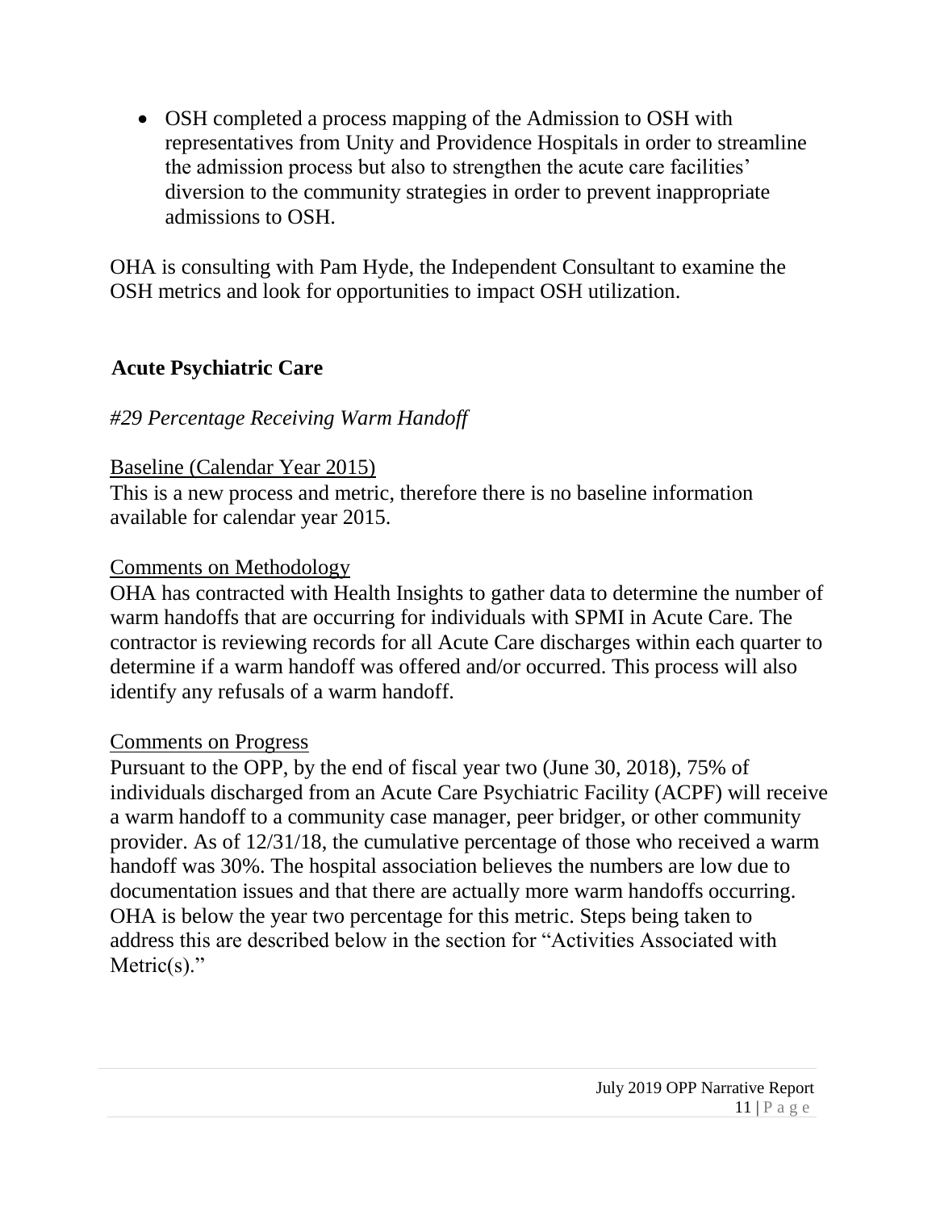- OSH completed a process mapping of the Admission to OSH with representatives from Unity and Providence Hospitals in order to streamline the admission process but also to strengthen the acute care facilities' diversion to the community strategies in order to prevent inappropriate admissions to OSH.

OHA is consulting with Pam Hyde, the Independent Consultant to examine the OSH metrics and look for opportunities to impact OSH utilization.

## Acute Psychiatric Care

*#29 Percentage Receiving Warm Handoff*

Baseline (Calendar Year 2015)

This is a new process and metric, therefore there is no baseline information available for calendar year 2015.

Comments on Methodology

OHA has contracted with Health Insights to gather data to determine the number of warm handoffs that are occurring for individuals with SPMI in Acute Care. The contractor is reviewing records for all Acute Care discharges within each quarter to determine if a warm handoff was offered and/or occurred. This process will also identify any refusals of a warm handoff.

Comments on Progress

Pursuant to the OPP, by the end of fiscal year two (June 30, 2018), 75% of individuals discharged from an Acute Care Psychiatric Facility (ACPF) will receive a warm handoff to a community case manager, peer bridger, or other community provider. As of 12/31/18, the cumulative percentage of those who received a warm handoff was 30%. The hospital association believes the numbers are low due to documentation issues and that there are actually more warm handoffs occurring. OHA is below the year two percentage for this metric. Steps being taken to address this are described below in the section for "Activities Associated with Metric(s)."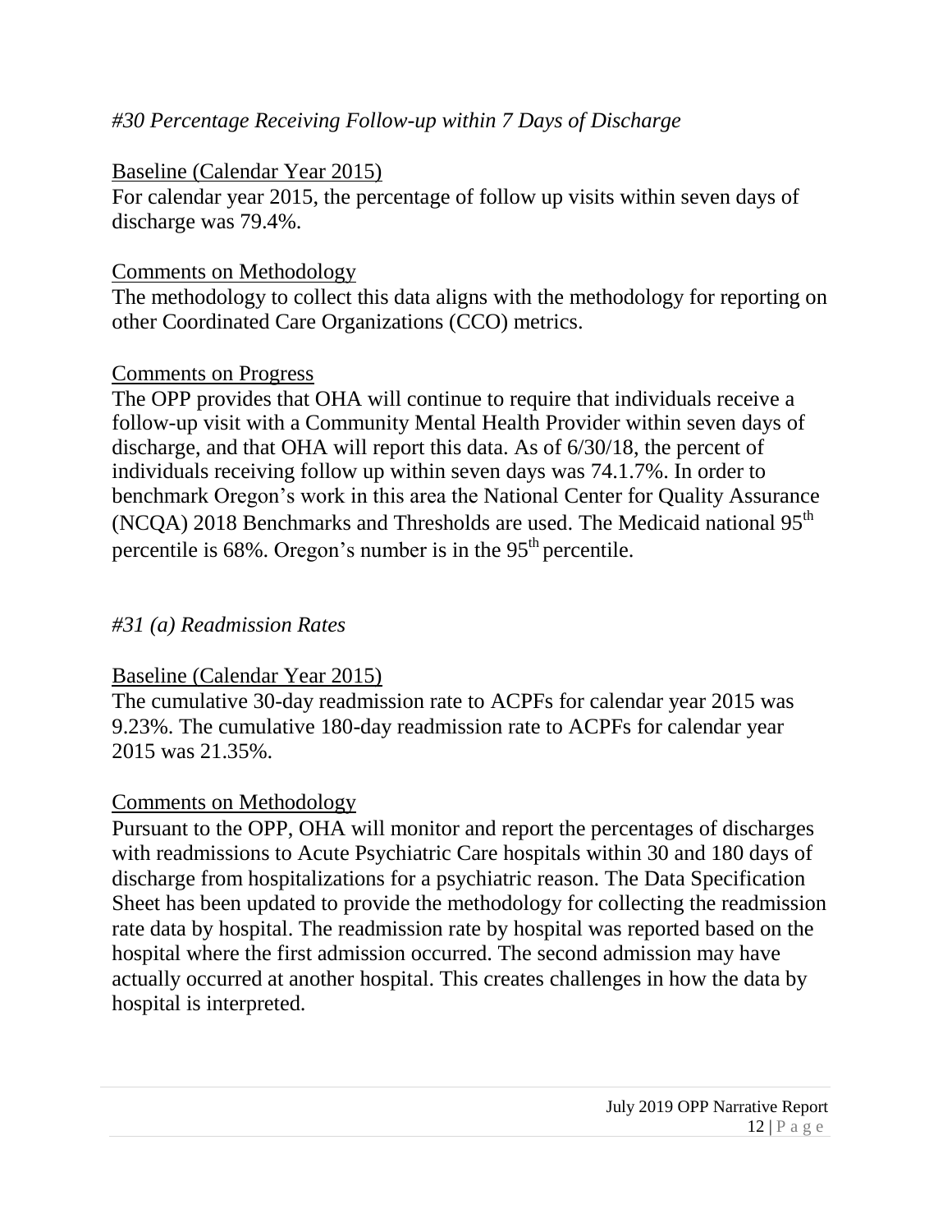*#30 Percentage Receiving Follow-up within 7 Days of Discharge*

Baseline (Calendar Year 2015)

For calendar year 2015, the percentage of follow up visits within seven days of discharge was 79.4%.

Comments on Methodology

The methodology to collect this data aligns with the methodology for reporting on other Coordinated Care Organizations (CCO) metrics.

Comments on Progress

The OPP provides that OHA will continue to require that individuals receive a follow-up visit with a Community Mental Health Provider within seven days of discharge, and that OHA will report this data. As of 6/30/18, the percent of individuals receiving follow up within seven days was 74.1.7%. In order to benchmark Oregon's work in this area the National Center for Quality Assurance (NCQA) 2018 Benchmarks and Thresholds are used. The Medicaid national 95th percentile is 68%. Oregon's number is in the 95th percentile.

*#31 (a) Readmission Rates*

Baseline (Calendar Year 2015)

The cumulative 30-day readmission rate to ACPFs for calendar year 2015 was 9.23%. The cumulative 180-day readmission rate to ACPFs for calendar year 2015 was 21.35%.

Comments on Methodology

Pursuant to the OPP, OHA will monitor and report the percentages of discharges with readmissions to Acute Psychiatric Care hospitals within 30 and 180 days of discharge from hospitalizations for a psychiatric reason. The Data Specification Sheet has been updated to provide the methodology for collecting the readmission rate data by hospital. The readmission rate by hospital was reported based on the hospital where the first admission occurred. The second admission may have actually occurred at another hospital. This creates challenges in how the data by hospital is interpreted.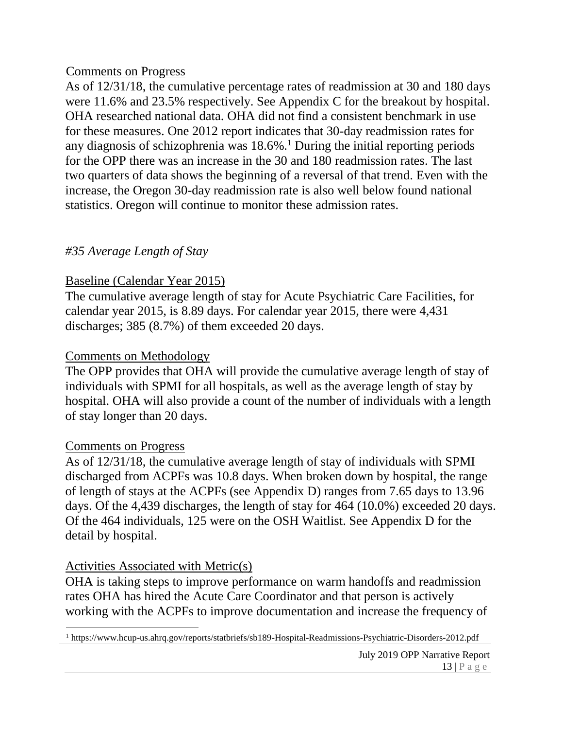Comments on Progress

As of 12/31/18, the cumulative percentage rates of readmission at 30 and 180 days were 11.6% and 23.5% respectively. See Appendix C for the breakout by hospital. OHA researched national data. OHA did not find a consistent benchmark in use for these measures. One 2012 report indicates that 30-day readmission rates for any diagnosis of schizophrenia was 18.6%.[1] During the initial reporting periods for the OPP there was an increase in the 30 and 180 readmission rates. The last two quarters of data shows the beginning of a reversal of that trend. Even with the increase, the Oregon 30-day readmission rate is also well below found national statistics. Oregon will continue to monitor these admission rates.

*#35 Average Length of Stay*

Baseline (Calendar Year 2015)

The cumulative average length of stay for Acute Psychiatric Care Facilities, for calendar year 2015, is 8.89 days. For calendar year 2015, there were 4,431 discharges; 385 (8.7%) of them exceeded 20 days.

Comments on Methodology

The OPP provides that OHA will provide the cumulative average length of stay of individuals with SPMI for all hospitals, as well as the average length of stay by hospital. OHA will also provide a count of the number of individuals with a length of stay longer than 20 days.

Comments on Progress

As of 12/31/18, the cumulative average length of stay of individuals with SPMI discharged from ACPFs was 10.8 days. When broken down by hospital, the range of length of stays at the ACPFs (see Appendix D) ranges from 7.65 days to 13.96 days. Of the 4,439 discharges, the length of stay for 464 (10.0%) exceeded 20 days. Of the 464 individuals, 125 were on the OSH Waitlist. See Appendix D for the detail by hospital.

Activities Associated with Metric(s)

OHA is taking steps to improve performance on warm handoffs and readmission rates OHA has hired the Acute Care Coordinator and that person is actively working with the ACPFs to improve documentation and increase the frequency of

[1] https://www.hcup-us.ahrq.gov/reports/statbriefs/sb189-Hospital-Readmissions-Psychiatric-Disorders-2012.pdf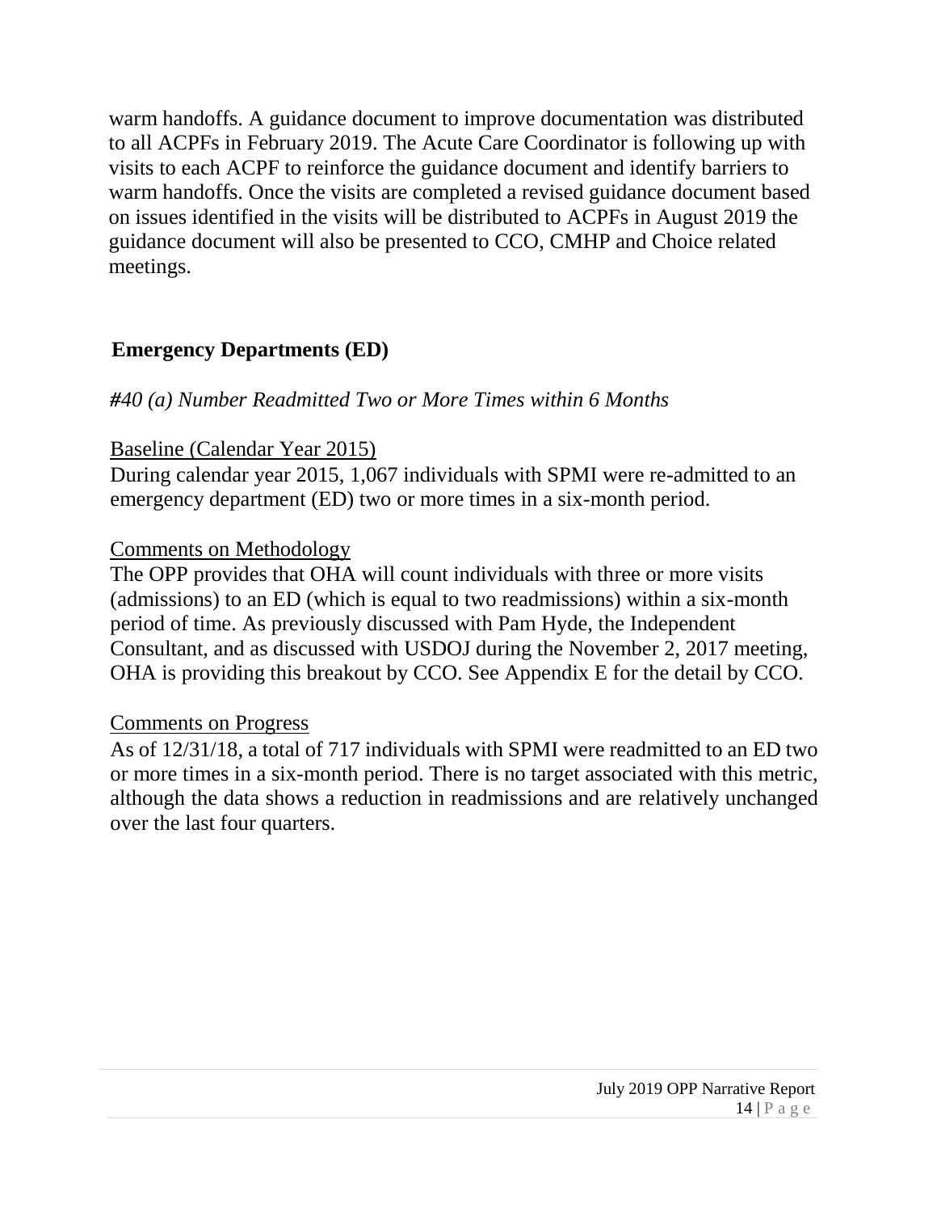warm handoffs. A guidance document to improve documentation was distributed to all ACPFs in February 2019. The Acute Care Coordinator is following up with visits to each ACPF to reinforce the guidance document and identify barriers to warm handoffs. Once the visits are completed a revised guidance document based on issues identified in the visits will be distributed to ACPFs in August 2019 the guidance document will also be presented to CCO, CMHP and Choice related meetings.

## Emergency Departments (ED)

### *#40 (a) Number Readmitted Two or More Times within 6 Months*

<u>Baseline (Calendar Year 2015)</u>

During calendar year 2015, 1,067 individuals with SPMI were re-admitted to an emergency department (ED) two or more times in a six-month period.

<u>Comments on Methodology</u>

The OPP provides that OHA will count individuals with three or more visits (admissions) to an ED (which is equal to two readmissions) within a six-month period of time. As previously discussed with Pam Hyde, the Independent Consultant, and as discussed with USDOJ during the November 2, 2017 meeting, OHA is providing this breakout by CCO. See Appendix E for the detail by CCO.

<u>Comments on Progress</u>

As of 12/31/18, a total of 717 individuals with SPMI were readmitted to an ED two or more times in a six-month period. There is no target associated with this metric, although the data shows a reduction in readmissions and are relatively unchanged over the last four quarters.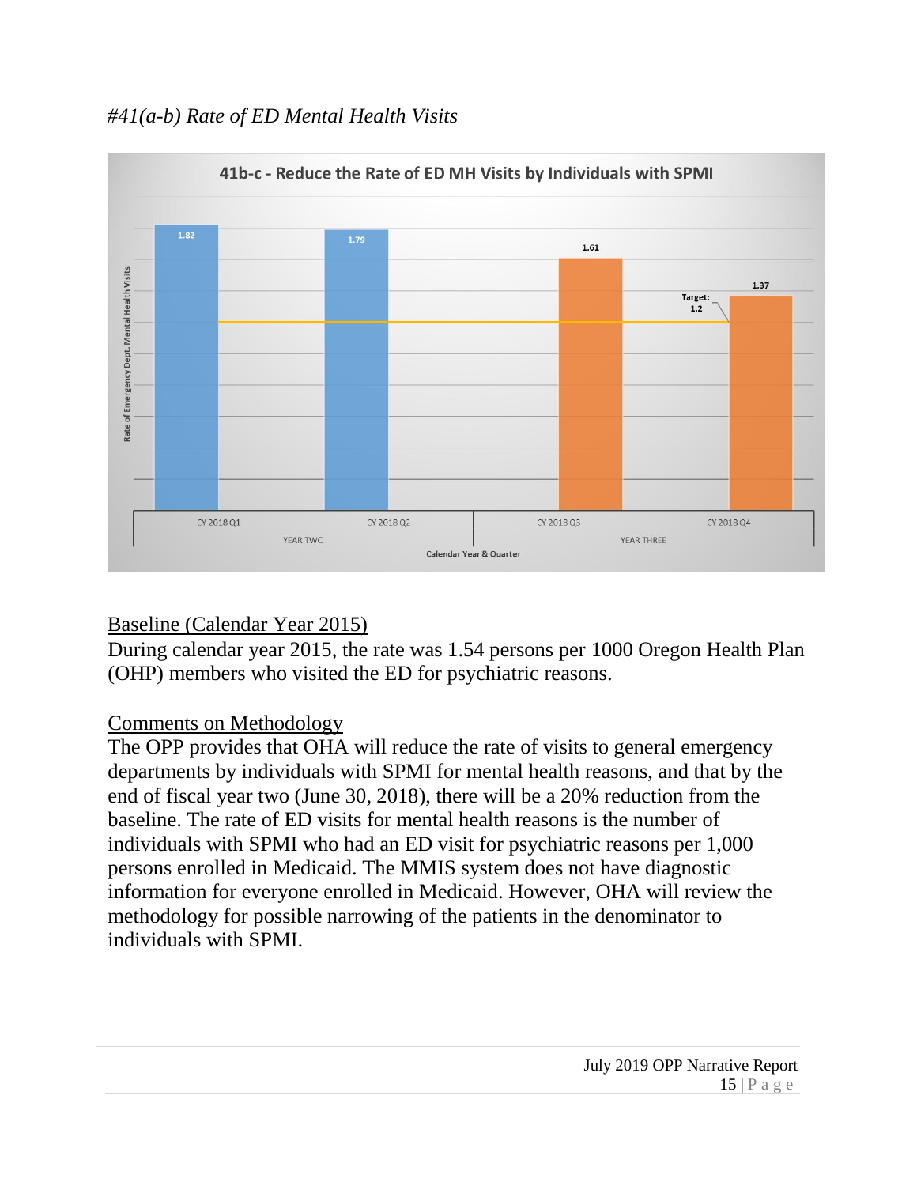*#41(a-b) Rate of ED Mental Health Visits*

Baseline (Calendar Year 2015)

During calendar year 2015, the rate was 1.54 persons per 1000 Oregon Health Plan (OHP) members who visited the ED for psychiatric reasons.

Comments on Methodology

The OPP provides that OHA will reduce the rate of visits to general emergency departments by individuals with SPMI for mental health reasons, and that by the end of fiscal year two (June 30, 2018), there will be a 20% reduction from the baseline. The rate of ED visits for mental health reasons is the number of individuals with SPMI who had an ED visit for psychiatric reasons per 1,000 persons enrolled in Medicaid. The MMIS system does not have diagnostic information for everyone enrolled in Medicaid. However, OHA will review the methodology for possible narrowing of the patients in the denominator to individuals with SPMI.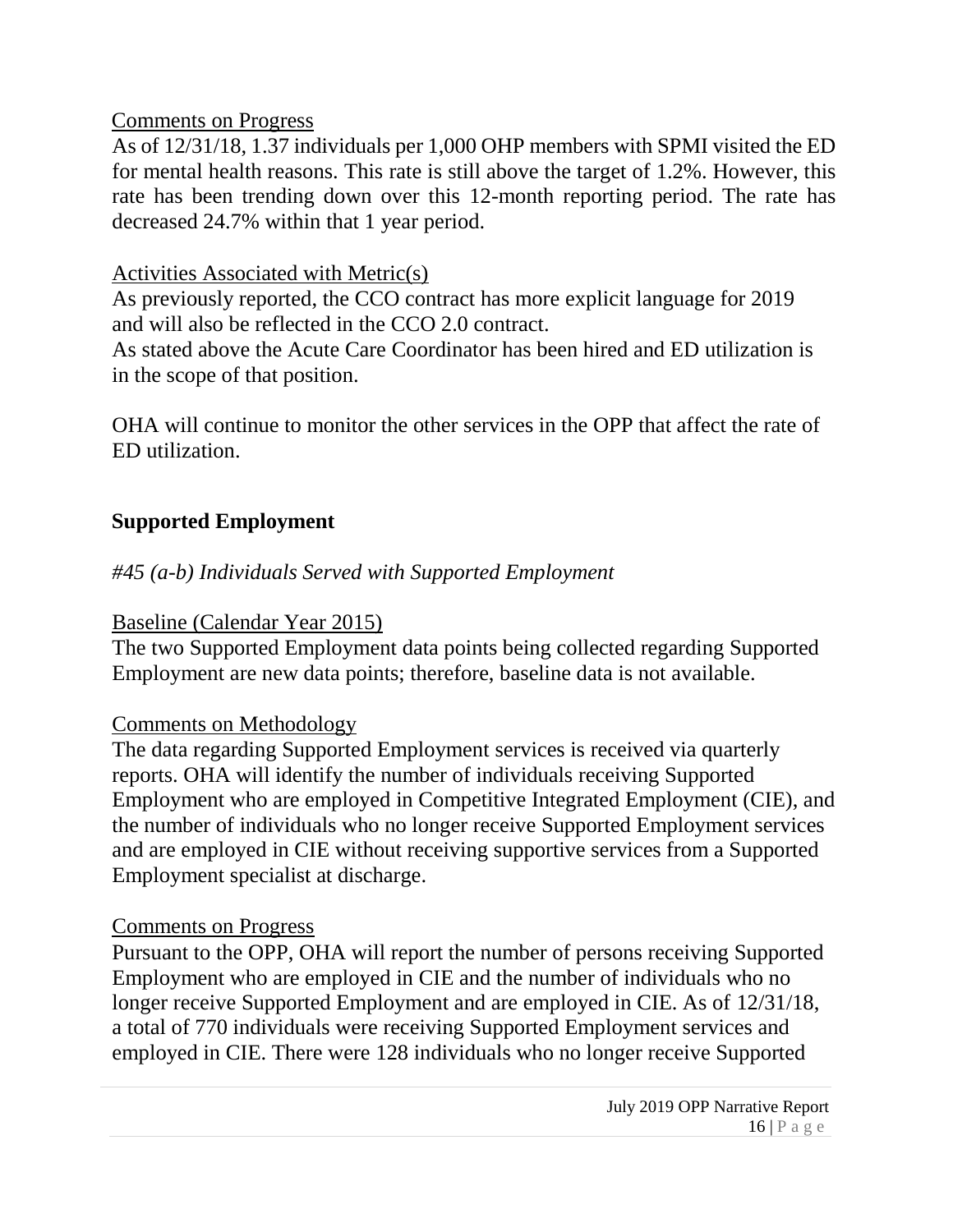Comments on Progress

As of 12/31/18, 1.37 individuals per 1,000 OHP members with SPMI visited the ED for mental health reasons. This rate is still above the target of 1.2%. However, this rate has been trending down over this 12-month reporting period. The rate has decreased 24.7% within that 1 year period.

Activities Associated with Metric(s)

As previously reported, the CCO contract has more explicit language for 2019 and will also be reflected in the CCO 2.0 contract.

As stated above the Acute Care Coordinator has been hired and ED utilization is in the scope of that position.

OHA will continue to monitor the other services in the OPP that affect the rate of ED utilization.

## Supported Employment

*#45 (a-b) Individuals Served with Supported Employment*

Baseline (Calendar Year 2015)

The two Supported Employment data points being collected regarding Supported Employment are new data points; therefore, baseline data is not available.

Comments on Methodology

The data regarding Supported Employment services is received via quarterly reports. OHA will identify the number of individuals receiving Supported Employment who are employed in Competitive Integrated Employment (CIE), and the number of individuals who no longer receive Supported Employment services and are employed in CIE without receiving supportive services from a Supported Employment specialist at discharge.

Comments on Progress

Pursuant to the OPP, OHA will report the number of persons receiving Supported Employment who are employed in CIE and the number of individuals who no longer receive Supported Employment and are employed in CIE. As of 12/31/18, a total of 770 individuals were receiving Supported Employment services and employed in CIE. There were 128 individuals who no longer receive Supported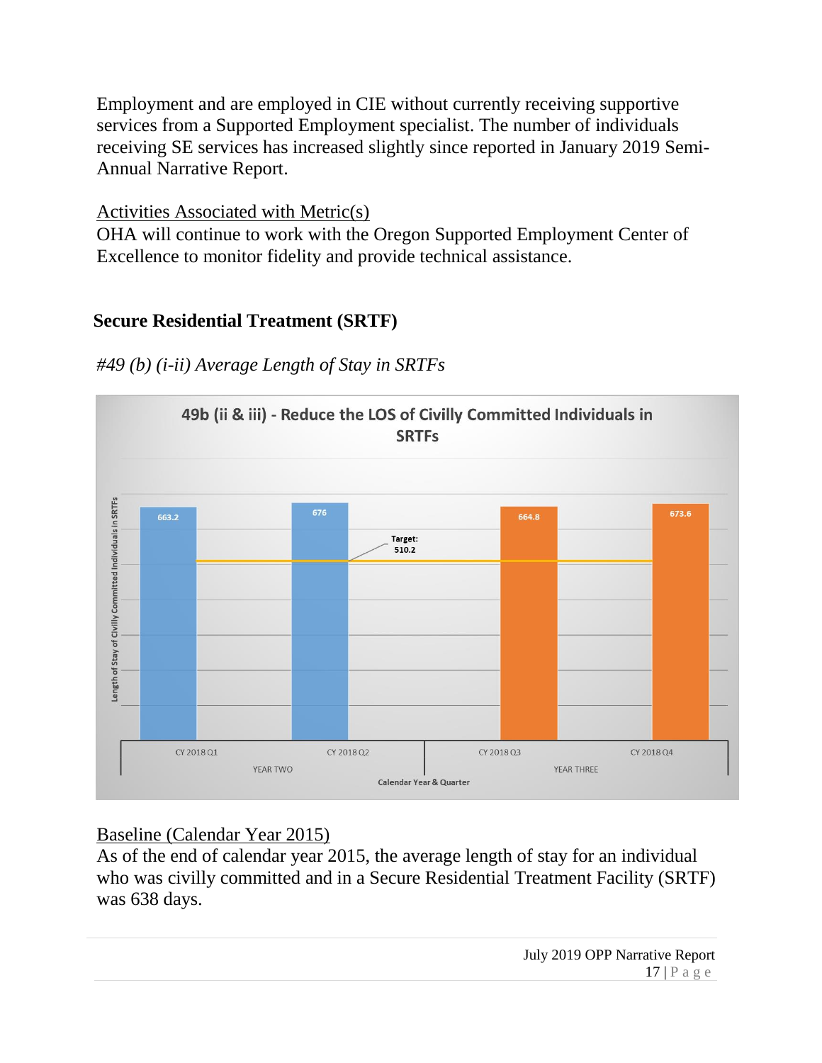Employment and are employed in CIE without currently receiving supportive services from a Supported Employment specialist. The number of individuals receiving SE services has increased slightly since reported in January 2019 Semi-Annual Narrative Report.

Activities Associated with Metric(s)

OHA will continue to work with the Oregon Supported Employment Center of Excellence to monitor fidelity and provide technical assistance.

## Secure Residential Treatment (SRTF)

*#49 (b) (i-ii) Average Length of Stay in SRTFs*

**49b (ii & iii) - Reduce the LOS of Civilly Committed Individuals in SRTFs**

| Calendar Year & Quarter | | Length of Stay of Civilly Committed Individuals in SRTFs | Target |
|---|---|---|---|
| YEAR TWO | CY 2018 Q1 | 663.2 | 510.2 |
| YEAR TWO | CY 2018 Q2 | 676 | 510.2 |
| YEAR THREE | CY 2018 Q3 | 664.8 | 510.2 |
| YEAR THREE | CY 2018 Q4 | 673.6 | 510.2 |

Baseline (Calendar Year 2015)

As of the end of calendar year 2015, the average length of stay for an individual who was civilly committed and in a Secure Residential Treatment Facility (SRTF) was 638 days.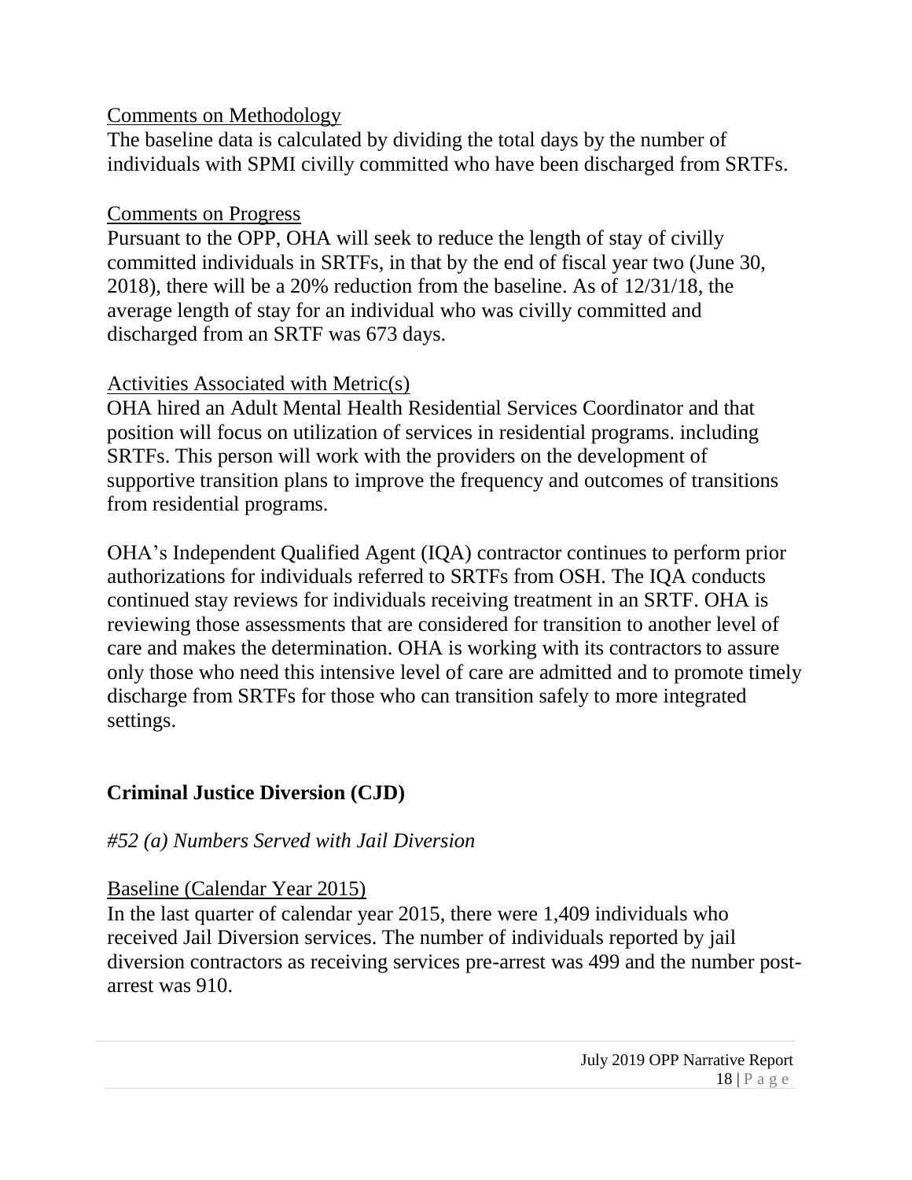Comments on Methodology

The baseline data is calculated by dividing the total days by the number of individuals with SPMI civilly committed who have been discharged from SRTFs.

Comments on Progress

Pursuant to the OPP, OHA will seek to reduce the length of stay of civilly committed individuals in SRTFs, in that by the end of fiscal year two (June 30, 2018), there will be a 20% reduction from the baseline. As of 12/31/18, the average length of stay for an individual who was civilly committed and discharged from an SRTF was 673 days.

Activities Associated with Metric(s)

OHA hired an Adult Mental Health Residential Services Coordinator and that position will focus on utilization of services in residential programs. including SRTFs. This person will work with the providers on the development of supportive transition plans to improve the frequency and outcomes of transitions from residential programs.

OHA's Independent Qualified Agent (IQA) contractor continues to perform prior authorizations for individuals referred to SRTFs from OSH. The IQA conducts continued stay reviews for individuals receiving treatment in an SRTF. OHA is reviewing those assessments that are considered for transition to another level of care and makes the determination. OHA is working with its contractors to assure only those who need this intensive level of care are admitted and to promote timely discharge from SRTFs for those who can transition safely to more integrated settings.

## Criminal Justice Diversion (CJD)

*#52 (a) Numbers Served with Jail Diversion*

Baseline (Calendar Year 2015)

In the last quarter of calendar year 2015, there were 1,409 individuals who received Jail Diversion services. The number of individuals reported by jail diversion contractors as receiving services pre-arrest was 499 and the number post-arrest was 910.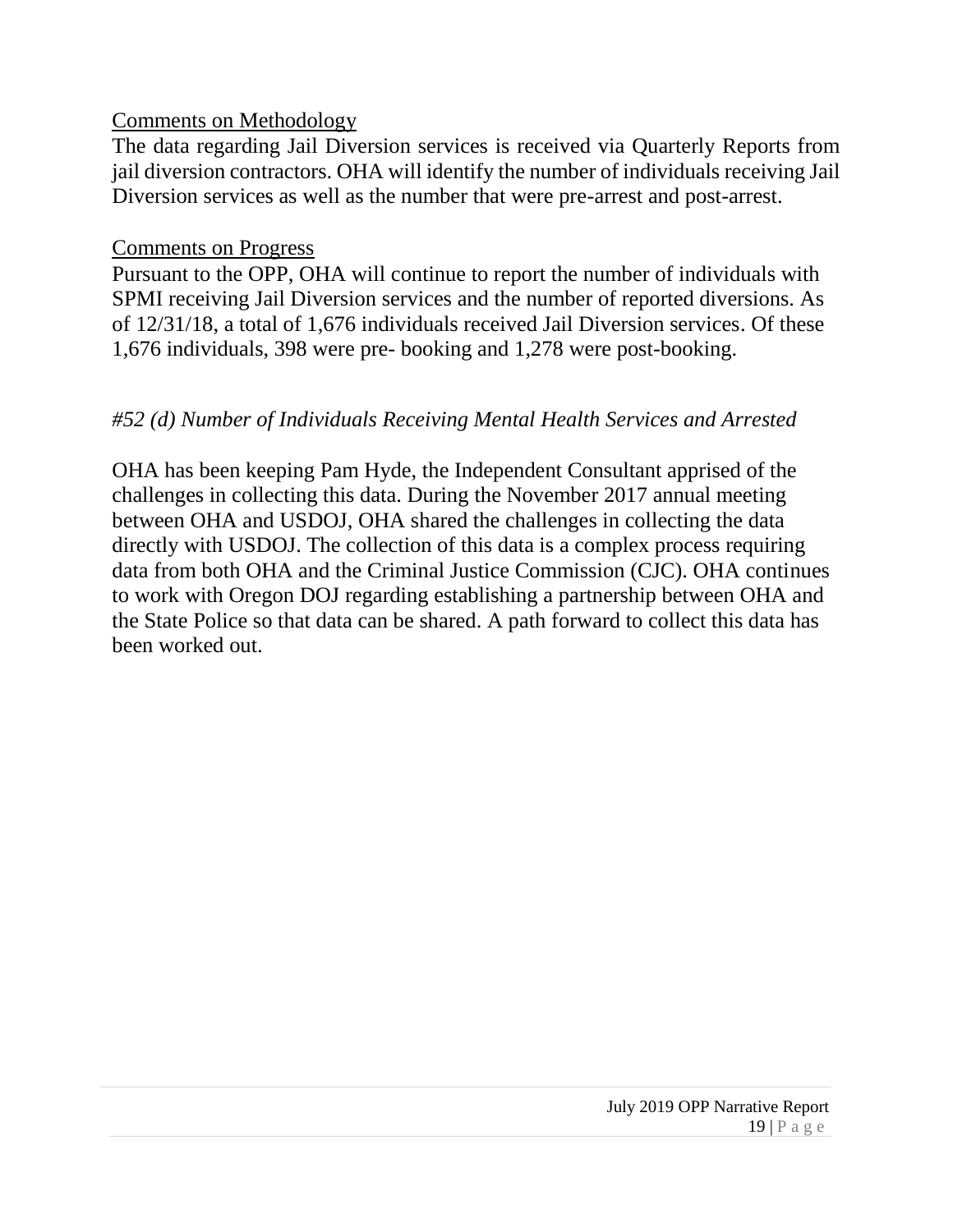Comments on Methodology

The data regarding Jail Diversion services is received via Quarterly Reports from jail diversion contractors. OHA will identify the number of individuals receiving Jail Diversion services as well as the number that were pre-arrest and post-arrest.

Comments on Progress

Pursuant to the OPP, OHA will continue to report the number of individuals with SPMI receiving Jail Diversion services and the number of reported diversions. As of 12/31/18, a total of 1,676 individuals received Jail Diversion services. Of these 1,676 individuals, 398 were pre- booking and 1,278 were post-booking.

*#52 (d) Number of Individuals Receiving Mental Health Services and Arrested*

OHA has been keeping Pam Hyde, the Independent Consultant apprised of the challenges in collecting this data. During the November 2017 annual meeting between OHA and USDOJ, OHA shared the challenges in collecting the data directly with USDOJ. The collection of this data is a complex process requiring data from both OHA and the Criminal Justice Commission (CJC). OHA continues to work with Oregon DOJ regarding establishing a partnership between OHA and the State Police so that data can be shared. A path forward to collect this data has been worked out.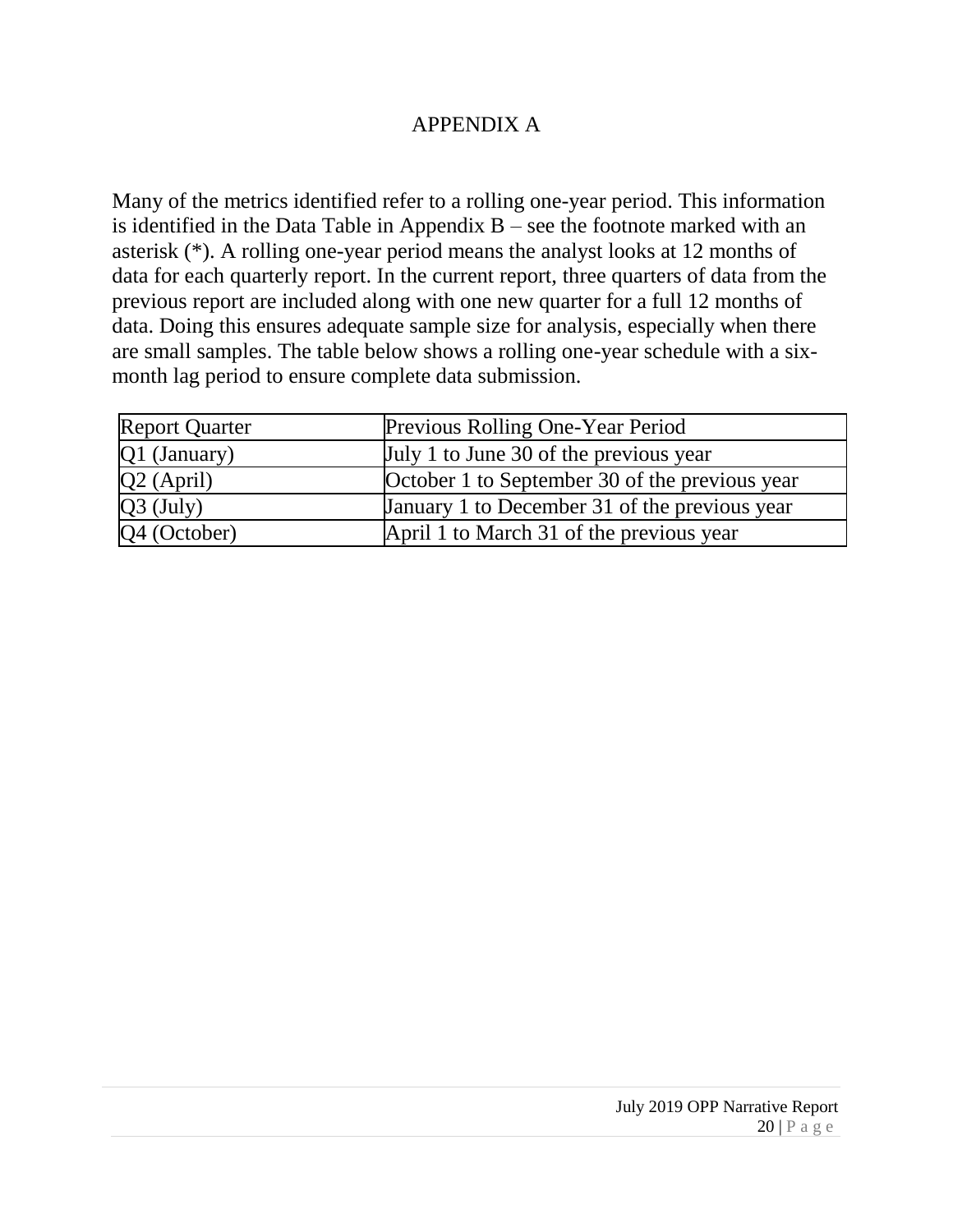# APPENDIX A

Many of the metrics identified refer to a rolling one-year period. This information is identified in the Data Table in Appendix B – see the footnote marked with an asterisk (*). A rolling one-year period means the analyst looks at 12 months of data for each quarterly report. In the current report, three quarters of data from the previous report are included along with one new quarter for a full 12 months of data. Doing this ensures adequate sample size for analysis, especially when there are small samples. The table below shows a rolling one-year schedule with a six-month lag period to ensure complete data submission.

| Report Quarter | Previous Rolling One-Year Period |
|---|---|
| Q1 (January) | July 1 to June 30 of the previous year |
| Q2 (April) | October 1 to September 30 of the previous year |
| Q3 (July) | January 1 to December 31 of the previous year |
| Q4 (October) | April 1 to March 31 of the previous year |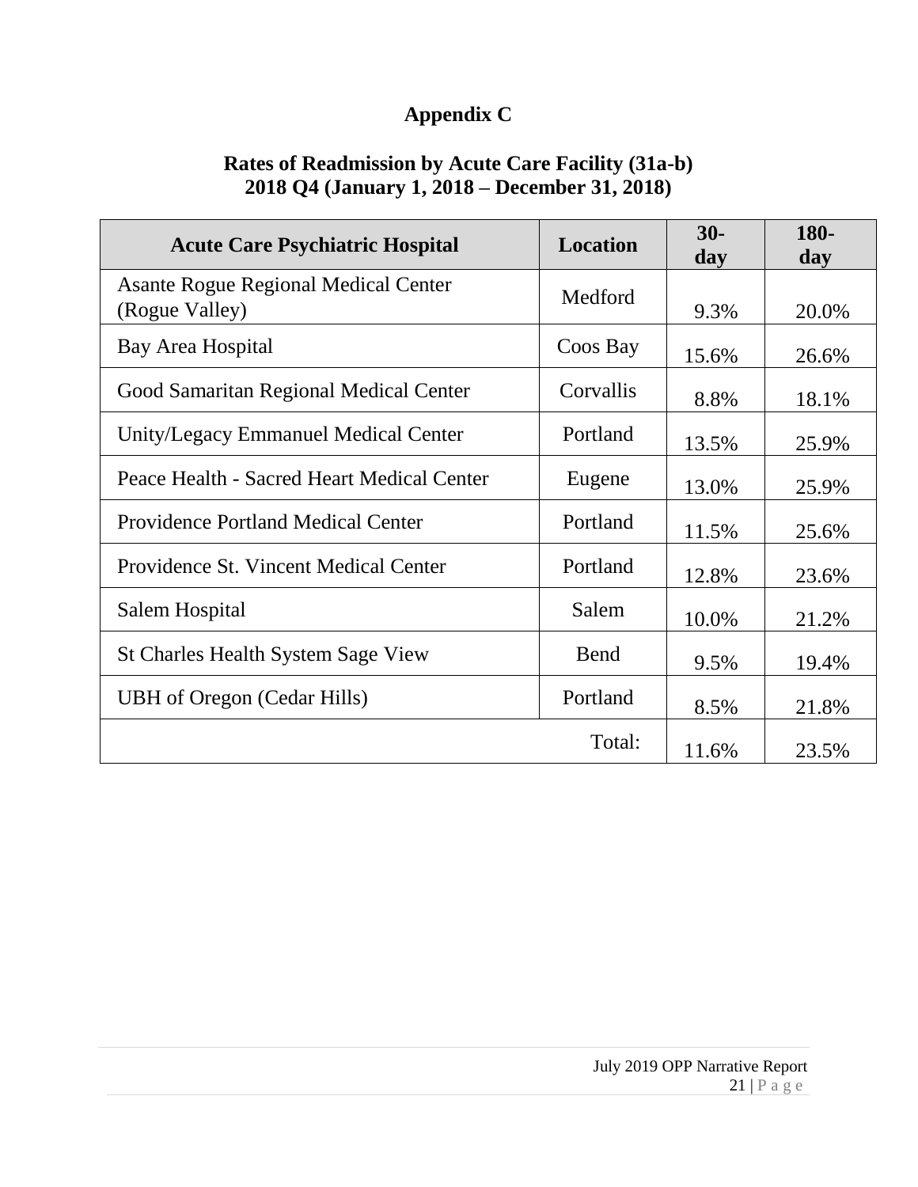# Appendix C

## Rates of Readmission by Acute Care Facility (31a-b)
## 2018 Q4 (January 1, 2018 – December 31, 2018)

| Acute Care Psychiatric Hospital | Location | 30-day | 180-day |
|---|---|---|---|
| Asante Rogue Regional Medical Center (Rogue Valley) | Medford | 9.3% | 20.0% |
| Bay Area Hospital | Coos Bay | 15.6% | 26.6% |
| Good Samaritan Regional Medical Center | Corvallis | 8.8% | 18.1% |
| Unity/Legacy Emmanuel Medical Center | Portland | 13.5% | 25.9% |
| Peace Health - Sacred Heart Medical Center | Eugene | 13.0% | 25.9% |
| Providence Portland Medical Center | Portland | 11.5% | 25.6% |
| Providence St. Vincent Medical Center | Portland | 12.8% | 23.6% |
| Salem Hospital | Salem | 10.0% | 21.2% |
| St Charles Health System Sage View | Bend | 9.5% | 19.4% |
| UBH of Oregon (Cedar Hills) | Portland | 8.5% | 21.8% |
| | Total: | 11.6% | 23.5% |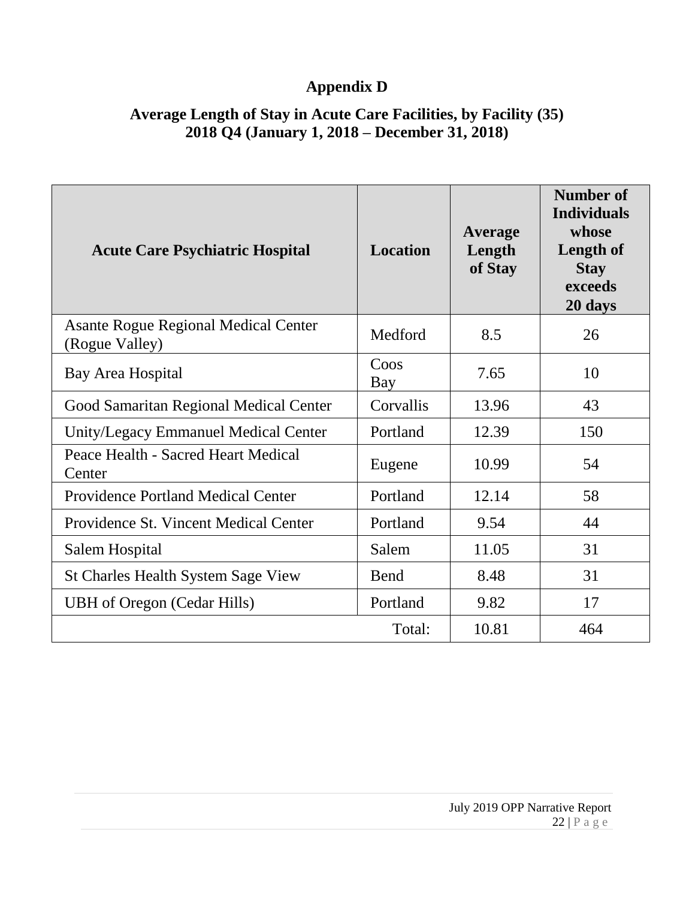# Appendix D

## Average Length of Stay in Acute Care Facilities, by Facility (35) 2018 Q4 (January 1, 2018 – December 31, 2018)

| Acute Care Psychiatric Hospital | Location | Average Length of Stay | Number of Individuals whose Length of Stay exceeds 20 days |
|---|---|---|---|
| Asante Rogue Regional Medical Center (Rogue Valley) | Medford | 8.5 | 26 |
| Bay Area Hospital | Coos Bay | 7.65 | 10 |
| Good Samaritan Regional Medical Center | Corvallis | 13.96 | 43 |
| Unity/Legacy Emmanuel Medical Center | Portland | 12.39 | 150 |
| Peace Health - Sacred Heart Medical Center | Eugene | 10.99 | 54 |
| Providence Portland Medical Center | Portland | 12.14 | 58 |
| Providence St. Vincent Medical Center | Portland | 9.54 | 44 |
| Salem Hospital | Salem | 11.05 | 31 |
| St Charles Health System Sage View | Bend | 8.48 | 31 |
| UBH of Oregon (Cedar Hills) | Portland | 9.82 | 17 |
| | Total: | 10.81 | 464 |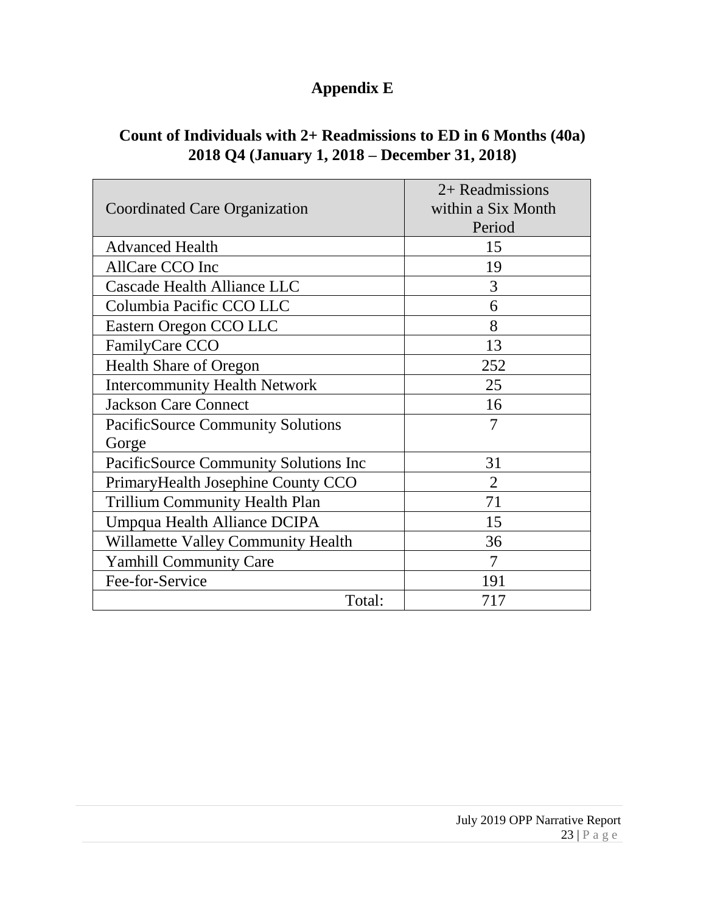# Appendix E

## Count of Individuals with 2+ Readmissions to ED in 6 Months (40a) 2018 Q4 (January 1, 2018 – December 31, 2018)

| Coordinated Care Organization | 2+ Readmissions within a Six Month Period |
|---|---|
| Advanced Health | 15 |
| AllCare CCO Inc | 19 |
| Cascade Health Alliance LLC | 3 |
| Columbia Pacific CCO LLC | 6 |
| Eastern Oregon CCO LLC | 8 |
| FamilyCare CCO | 13 |
| Health Share of Oregon | 252 |
| Intercommunity Health Network | 25 |
| Jackson Care Connect | 16 |
| PacificSource Community Solutions Gorge | 7 |
| PacificSource Community Solutions Inc | 31 |
| PrimaryHealth Josephine County CCO | 2 |
| Trillium Community Health Plan | 71 |
| Umpqua Health Alliance DCIPA | 15 |
| Willamette Valley Community Health | 36 |
| Yamhill Community Care | 7 |
| Fee-for-Service | 191 |
| Total: | 717 |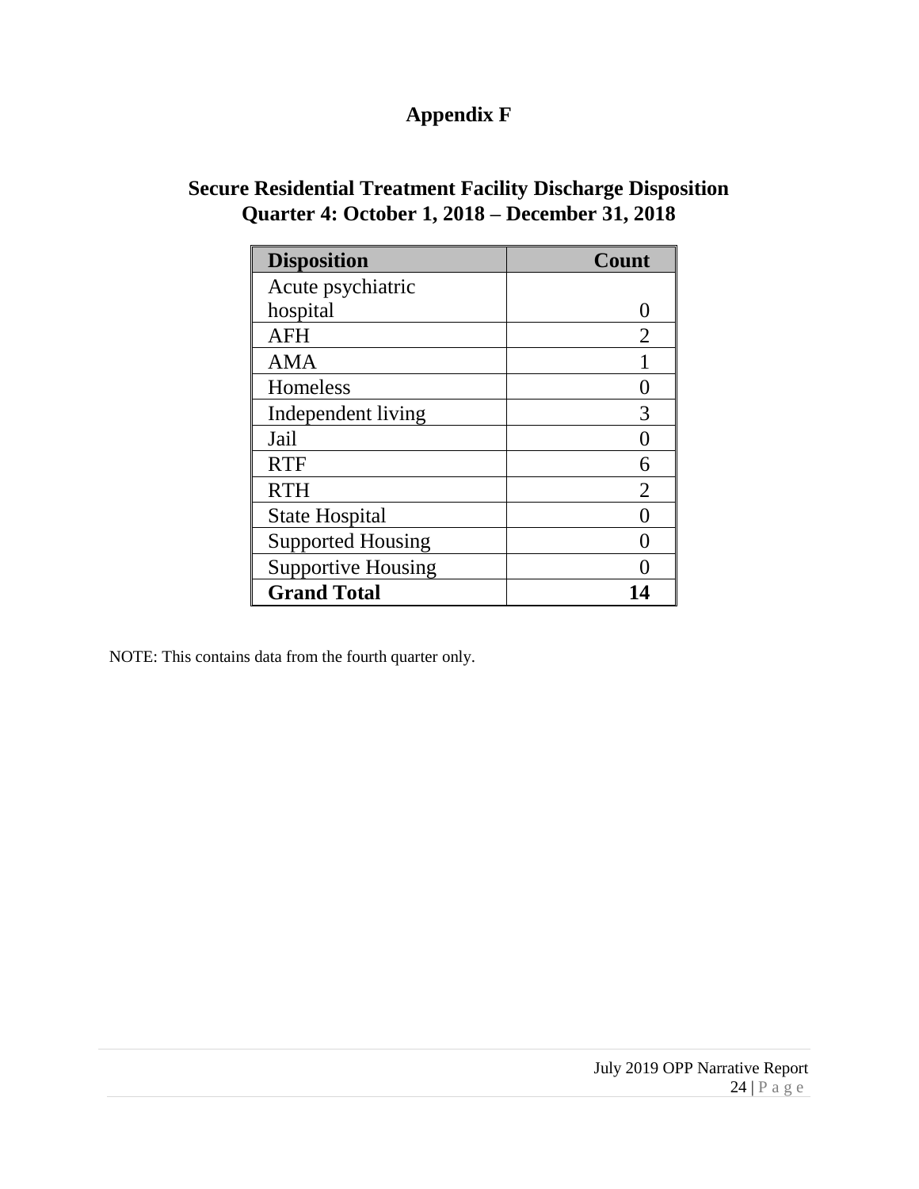# Appendix F

## Secure Residential Treatment Facility Discharge Disposition
## Quarter 4: October 1, 2018 – December 31, 2018

| Disposition | Count |
|---|---|
| Acute psychiatric hospital | 0 |
| AFH | 2 |
| AMA | 1 |
| Homeless | 0 |
| Independent living | 3 |
| Jail | 0 |
| RTF | 6 |
| RTH | 2 |
| State Hospital | 0 |
| Supported Housing | 0 |
| Supportive Housing | 0 |
| **Grand Total** | **14** |

NOTE: This contains data from the fourth quarter only.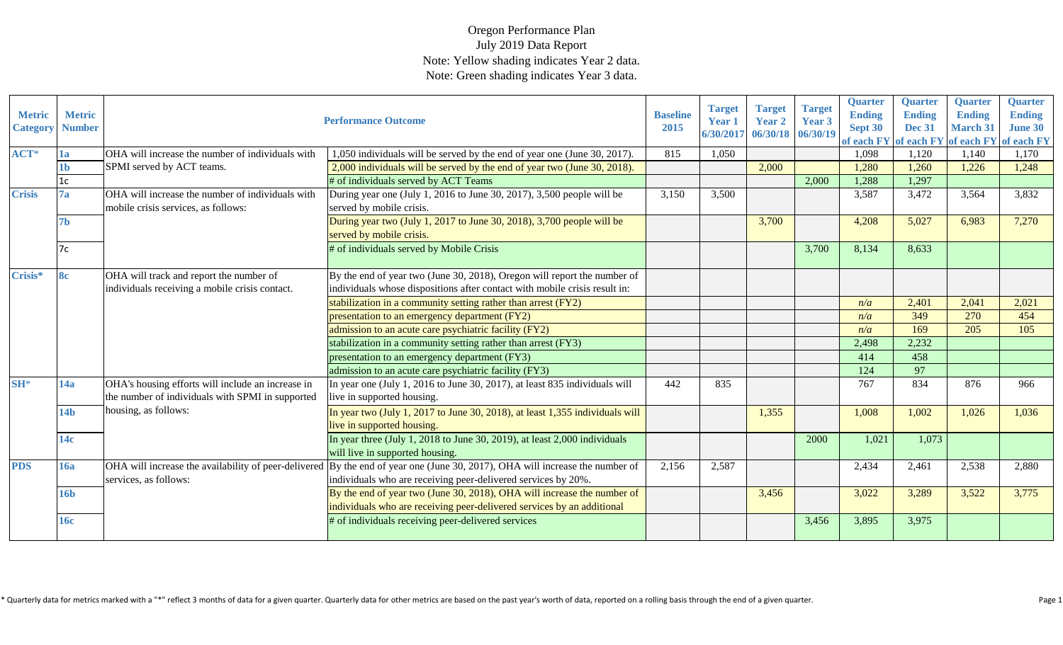Oregon Performance Plan
July 2019 Data Report
Note: Yellow shading indicates Year 2 data.
Note: Green shading indicates Year 3 data.

| Metric Category | Metric Number | Performance Outcome | | Baseline 2015 | Target Year 1 6/30/2017 | Target Year 2 06/30/18 | Target Year 3 06/30/19 | Quarter Ending Sept 30 of each FY | Quarter Ending Dec 31 of each FY | Quarter Ending March 31 of each FY | Quarter Ending June 30 of each FY |
|---|---|---|---|---|---|---|---|---|---|---|---|
| ACT* | 1a | OHA will increase the number of individuals with SPMI served by ACT teams. | 1,050 individuals will be served by the end of year one (June 30, 2017). | 815 | 1,050 | | | 1,098 | 1,120 | 1,140 | 1,170 |
| | 1b | | 2,000 individuals will be served by the end of year two (June 30, 2018). | | | 2,000 | | 1,280 | 1,260 | 1,226 | 1,248 |
| | 1c | | # of individuals served by ACT Teams | | | | 2,000 | 1,288 | 1,297 | | |
| Crisis | 7a | OHA will increase the number of individuals with mobile crisis services, as follows: | During year one (July 1, 2016 to June 30, 2017), 3,500 people will be served by mobile crisis. | 3,150 | 3,500 | | | 3,587 | 3,472 | 3,564 | 3,832 |
| | 7b | | During year two (July 1, 2017 to June 30, 2018), 3,700 people will be served by mobile crisis. | | | 3,700 | | 4,208 | 5,027 | 6,983 | 7,270 |
| | 7c | | # of individuals served by Mobile Crisis | | | | 3,700 | 8,134 | 8,633 | | |
| Crisis* | 8c | OHA will track and report the number of individuals receiving a mobile crisis contact. | By the end of year two (June 30, 2018), Oregon will report the number of individuals whose dispositions after contact with mobile crisis result in: | | | | | | | | |
| | | | stabilization in a community setting rather than arrest (FY2) | | | | | *n/a* | 2,401 | 2,041 | 2,021 |
| | | | presentation to an emergency department (FY2) | | | | | *n/a* | 349 | 270 | 454 |
| | | | admission to an acute care psychiatric facility (FY2) | | | | | *n/a* | 169 | 205 | 105 |
| | | | stabilization in a community setting rather than arrest (FY3) | | | | | 2,498 | 2,232 | | |
| | | | presentation to an emergency department (FY3) | | | | | 414 | 458 | | |
| | | | admission to an acute care psychiatric facility (FY3) | | | | | 124 | 97 | | |
| SH* | 14a | OHA's housing efforts will include an increase in the number of individuals with SPMI in supported housing, as follows: | In year one (July 1, 2016 to June 30, 2017), at least 835 individuals will live in supported housing. | 442 | 835 | | | 767 | 834 | 876 | 966 |
| | 14b | | In year two (July 1, 2017 to June 30, 2018), at least 1,355 individuals will live in supported housing. | | | 1,355 | | 1,008 | 1,002 | 1,026 | 1,036 |
| | 14c | | In year three (July 1, 2018 to June 30, 2019), at least 2,000 individuals will live in supported housing. | | | | 2000 | 1,021 | 1,073 | | |
| PDS | 16a | OHA will increase the availability of peer-delivered services, as follows: | By the end of year one (June 30, 2017), OHA will increase the number of individuals who are receiving peer-delivered services by 20%. | 2,156 | 2,587 | | | 2,434 | 2,461 | 2,538 | 2,880 |
| | 16b | | By the end of year two (June 30, 2018), OHA will increase the number of individuals who are receiving peer-delivered services by an additional | | | 3,456 | | 3,022 | 3,289 | 3,522 | 3,775 |
| | 16c | | # of individuals receiving peer-delivered services | | | | 3,456 | 3,895 | 3,975 | | |

\* Quarterly data for metrics marked with a "*" reflect 3 months of data for a given quarter. Quarterly data for other metrics are based on the past year's worth of data, reported on a rolling basis through the end of a given quarter.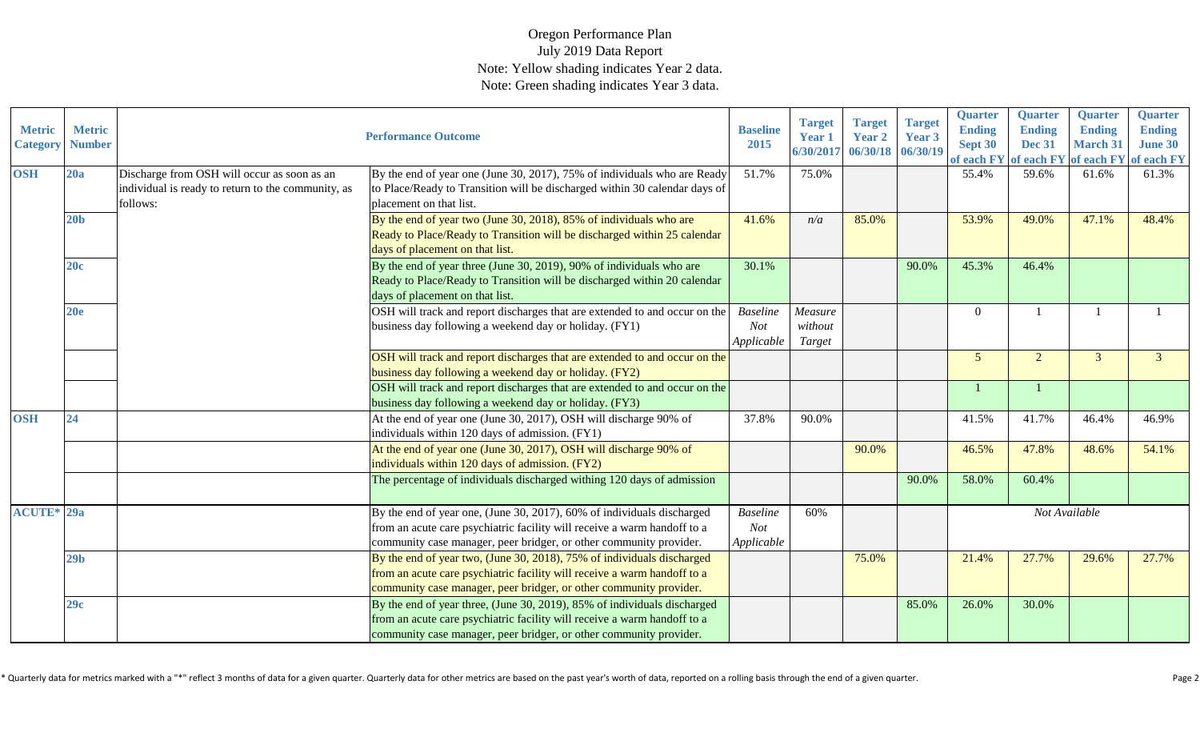Oregon Performance Plan
July 2019 Data Report
Note: Yellow shading indicates Year 2 data.
Note: Green shading indicates Year 3 data.

| Metric Category | Metric Number | Performance Outcome | | Baseline 2015 | Target Year 1 6/30/2017 | Target Year 2 06/30/18 | Target Year 3 06/30/19 | Quarter Ending Sept 30 of each FY | Quarter Ending Dec 31 of each FY | Quarter Ending March 31 of each FY | Quarter Ending June 30 of each FY |
|---|---|---|---|---|---|---|---|---|---|---|---|
| OSH | 20a | Discharge from OSH will occur as soon as an individual is ready to return to the community, as follows: | By the end of year one (June 30, 2017), 75% of individuals who are Ready to Place/Ready to Transition will be discharged within 30 calendar days of placement on that list. | 51.7% | 75.0% | | | 55.4% | 59.6% | 61.6% | 61.3% |
| | 20b | | By the end of year two (June 30, 2018), 85% of individuals who are Ready to Place/Ready to Transition will be discharged within 25 calendar days of placement on that list. | 41.6% | *n/a* | 85.0% | | 53.9% | 49.0% | 47.1% | 48.4% |
| | 20c | | By the end of year three (June 30, 2019), 90% of individuals who are Ready to Place/Ready to Transition will be discharged within 20 calendar days of placement on that list. | 30.1% | | | 90.0% | 45.3% | 46.4% | | |
| | 20e | | OSH will track and report discharges that are extended to and occur on the business day following a weekend day or holiday. (FY1) | *Baseline Not Applicable* | *Measure without Target* | | | 0 | 1 | 1 | 1 |
| | | | OSH will track and report discharges that are extended to and occur on the business day following a weekend day or holiday. (FY2) | | | | | 5 | 2 | 3 | 3 |
| | | | OSH will track and report discharges that are extended to and occur on the business day following a weekend day or holiday. (FY3) | | | | | 1 | 1 | | |
| OSH | 24 | | At the end of year one (June 30, 2017), OSH will discharge 90% of individuals within 120 days of admission. (FY1) | 37.8% | 90.0% | | | 41.5% | 41.7% | 46.4% | 46.9% |
| | | | At the end of year one (June 30, 2017), OSH will discharge 90% of individuals within 120 days of admission. (FY2) | | | 90.0% | | 46.5% | 47.8% | 48.6% | 54.1% |
| | | | The percentage of individuals discharged withing 120 days of admission | | | | 90.0% | 58.0% | 60.4% | | |
| ACUTE* | 29a | | By the end of year one, (June 30, 2017), 60% of individuals discharged from an acute care psychiatric facility will receive a warm handoff to a community case manager, peer bridger, or other community provider. | *Baseline Not Applicable* | 60% | | | *Not Available* | | | |
| | 29b | | By the end of year two, (June 30, 2018), 75% of individuals discharged from an acute care psychiatric facility will receive a warm handoff to a community case manager, peer bridger, or other community provider. | | | 75.0% | | 21.4% | 27.7% | 29.6% | 27.7% |
| | 29c | | By the end of year three, (June 30, 2019), 85% of individuals discharged from an acute care psychiatric facility will receive a warm handoff to a community case manager, peer bridger, or other community provider. | | | | 85.0% | 26.0% | 30.0% | | |

* Quarterly data for metrics marked with a "*" reflect 3 months of data for a given quarter. Quarterly data for other metrics are based on the past year's worth of data, reported on a rolling basis through the end of a given quarter.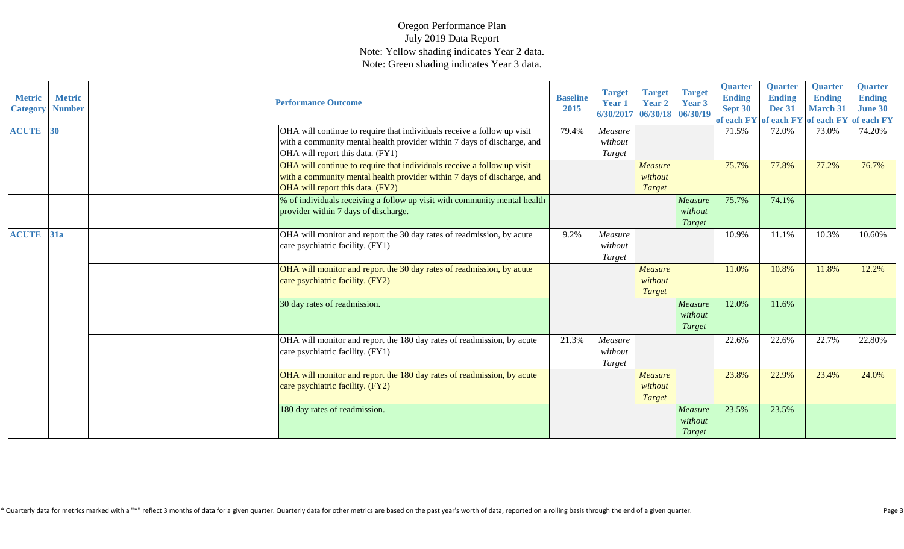Oregon Performance Plan
July 2019 Data Report
Note: Yellow shading indicates Year 2 data.
Note: Green shading indicates Year 3 data.

| Metric Category | Metric Number | Performance Outcome | Baseline 2015 | Target Year 1 6/30/2017 | Target Year 2 06/30/18 | Target Year 3 06/30/19 | Quarter Ending Sept 30 of each FY | Quarter Ending Dec 31 of each FY | Quarter Ending March 31 of each FY | Quarter Ending June 30 of each FY |
|---|---|---|---|---|---|---|---|---|---|---|
| ACUTE | 30 | OHA will continue to require that individuals receive a follow up visit with a community mental health provider within 7 days of discharge, and OHA will report this data. (FY1) | 79.4% | *Measure without Target* | | | 71.5% | 72.0% | 73.0% | 74.20% |
| | | OHA will continue to require that individuals receive a follow up visit with a community mental health provider within 7 days of discharge, and OHA will report this data. (FY2) | | | *Measure without Target* | | 75.7% | 77.8% | 77.2% | 76.7% |
| | | % of individuals receiving a follow up visit with community mental health provider within 7 days of discharge. | | | | *Measure without Target* | 75.7% | 74.1% | | |
| ACUTE | 31a | OHA will monitor and report the 30 day rates of readmission, by acute care psychiatric facility. (FY1) | 9.2% | *Measure without Target* | | | 10.9% | 11.1% | 10.3% | 10.60% |
| | | OHA will monitor and report the 30 day rates of readmission, by acute care psychiatric facility. (FY2) | | | *Measure without Target* | | 11.0% | 10.8% | 11.8% | 12.2% |
| | | 30 day rates of readmission. | | | | *Measure without Target* | 12.0% | 11.6% | | |
| | | OHA will monitor and report the 180 day rates of readmission, by acute care psychiatric facility. (FY1) | 21.3% | *Measure without Target* | | | 22.6% | 22.6% | 22.7% | 22.80% |
| | | OHA will monitor and report the 180 day rates of readmission, by acute care psychiatric facility. (FY2) | | | *Measure without Target* | | 23.8% | 22.9% | 23.4% | 24.0% |
| | | 180 day rates of readmission. | | | | *Measure without Target* | 23.5% | 23.5% | | |

* Quarterly data for metrics marked with a "*" reflect 3 months of data for a given quarter. Quarterly data for other metrics are based on the past year's worth of data, reported on a rolling basis through the end of a given quarter.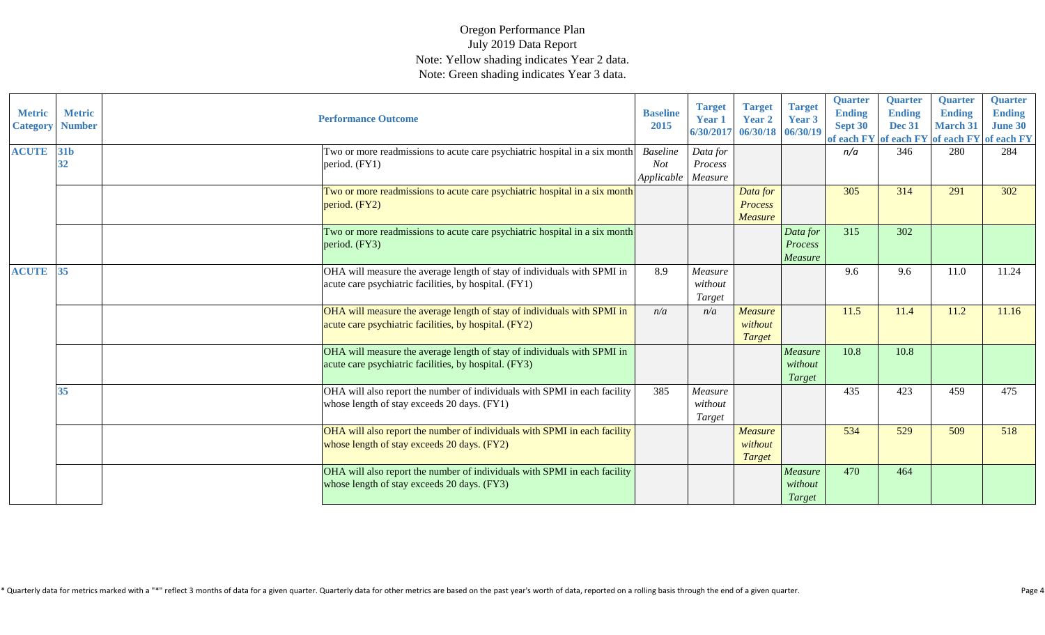Oregon Performance Plan
July 2019 Data Report
Note: Yellow shading indicates Year 2 data.
Note: Green shading indicates Year 3 data.

| Metric Category | Metric Number | Performance Outcome | Baseline 2015 | Target Year 1 6/30/2017 | Target Year 2 06/30/18 | Target Year 3 06/30/19 | Quarter Ending Sept 30 of each FY | Quarter Ending Dec 31 of each FY | Quarter Ending March 31 of each FY | Quarter Ending June 30 of each FY |
|---|---|---|---|---|---|---|---|---|---|---|
| ACUTE | 31b 32 | Two or more readmissions to acute care psychiatric hospital in a six month period. (FY1) | *Baseline Not Applicable* | *Data for Process Measure* | | | *n/a* | 346 | 280 | 284 |
| | | Two or more readmissions to acute care psychiatric hospital in a six month period. (FY2) | | | *Data for Process Measure* | | 305 | 314 | 291 | 302 |
| | | Two or more readmissions to acute care psychiatric hospital in a six month period. (FY3) | | | | *Data for Process Measure* | 315 | 302 | | |
| ACUTE | 35 | OHA will measure the average length of stay of individuals with SPMI in acute care psychiatric facilities, by hospital. (FY1) | 8.9 | *Measure without Target* | | | 9.6 | 9.6 | 11.0 | 11.24 |
| | | OHA will measure the average length of stay of individuals with SPMI in acute care psychiatric facilities, by hospital. (FY2) | *n/a* | *n/a* | *Measure without Target* | | 11.5 | 11.4 | 11.2 | 11.16 |
| | | OHA will measure the average length of stay of individuals with SPMI in acute care psychiatric facilities, by hospital. (FY3) | | | | *Measure without Target* | 10.8 | 10.8 | | |
| | 35 | OHA will also report the number of individuals with SPMI in each facility whose length of stay exceeds 20 days. (FY1) | 385 | *Measure without Target* | | | 435 | 423 | 459 | 475 |
| | | OHA will also report the number of individuals with SPMI in each facility whose length of stay exceeds 20 days. (FY2) | | | *Measure without Target* | | 534 | 529 | 509 | 518 |
| | | OHA will also report the number of individuals with SPMI in each facility whose length of stay exceeds 20 days. (FY3) | | | | *Measure without Target* | 470 | 464 | | |

* Quarterly data for metrics marked with a "*" reflect 3 months of data for a given quarter. Quarterly data for other metrics are based on the past year's worth of data, reported on a rolling basis through the end of a given quarter.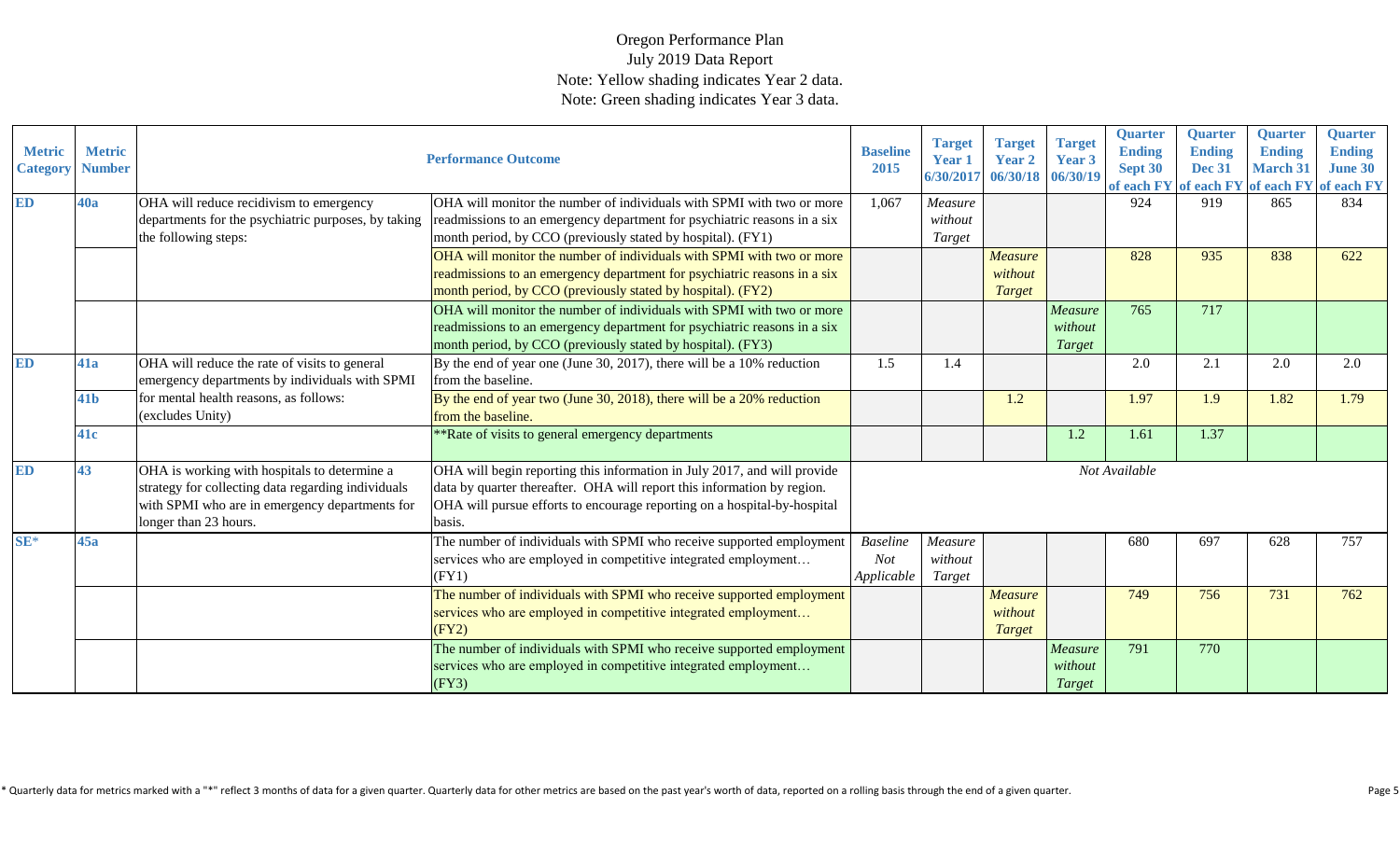Oregon Performance Plan
July 2019 Data Report
Note: Yellow shading indicates Year 2 data.
Note: Green shading indicates Year 3 data.

| Metric Category | Metric Number | Performance Outcome | | Baseline 2015 | Target Year 1 6/30/2017 | Target Year 2 06/30/18 | Target Year 3 06/30/19 | Quarter Ending Sept 30 of each FY | Quarter Ending Dec 31 of each FY | Quarter Ending March 31 of each FY | Quarter Ending June 30 of each FY |
|---|---|---|---|---|---|---|---|---|---|---|---|
| ED | 40a | OHA will reduce recidivism to emergency departments for the psychiatric purposes, by taking the following steps: | OHA will monitor the number of individuals with SPMI with two or more readmissions to an emergency department for psychiatric reasons in a six month period, by CCO (previously stated by hospital). (FY1) | 1,067 | *Measure without Target* | | | 924 | 919 | 865 | 834 |
| | | | OHA will monitor the number of individuals with SPMI with two or more readmissions to an emergency department for psychiatric reasons in a six month period, by CCO (previously stated by hospital). (FY2) | | | *Measure without Target* | | 828 | 935 | 838 | 622 |
| | | | OHA will monitor the number of individuals with SPMI with two or more readmissions to an emergency department for psychiatric reasons in a six month period, by CCO (previously stated by hospital). (FY3) | | | | *Measure without Target* | 765 | 717 | | |
| ED | 41a | OHA will reduce the rate of visits to general emergency departments by individuals with SPMI for mental health reasons, as follows: (excludes Unity) | By the end of year one (June 30, 2017), there will be a 10% reduction from the baseline. | 1.5 | 1.4 | | | 2.0 | 2.1 | 2.0 | 2.0 |
| | 41b | | By the end of year two (June 30, 2018), there will be a 20% reduction from the baseline. | | | 1.2 | | 1.97 | 1.9 | 1.82 | 1.79 |
| | 41c | | **Rate of visits to general emergency departments | | | | 1.2 | 1.61 | 1.37 | | |
| ED | 43 | OHA is working with hospitals to determine a strategy for collecting data regarding individuals with SPMI who are in emergency departments for longer than 23 hours. | OHA will begin reporting this information in July 2017, and will provide data by quarter thereafter. OHA will report this information by region. OHA will pursue efforts to encourage reporting on a hospital-by-hospital basis. | *Not Available* | | | | | | | |
| SE* | 45a | | The number of individuals with SPMI who receive supported employment services who are employed in competitive integrated employment… (FY1) | *Baseline Not Applicable* | *Measure without Target* | | | 680 | 697 | 628 | 757 |
| | | | The number of individuals with SPMI who receive supported employment services who are employed in competitive integrated employment… (FY2) | | | *Measure without Target* | | 749 | 756 | 731 | 762 |
| | | | The number of individuals with SPMI who receive supported employment services who are employed in competitive integrated employment… (FY3) | | | | *Measure without Target* | 791 | 770 | | |

\* Quarterly data for metrics marked with a "*" reflect 3 months of data for a given quarter. Quarterly data for other metrics are based on the past year's worth of data, reported on a rolling basis through the end of a given quarter.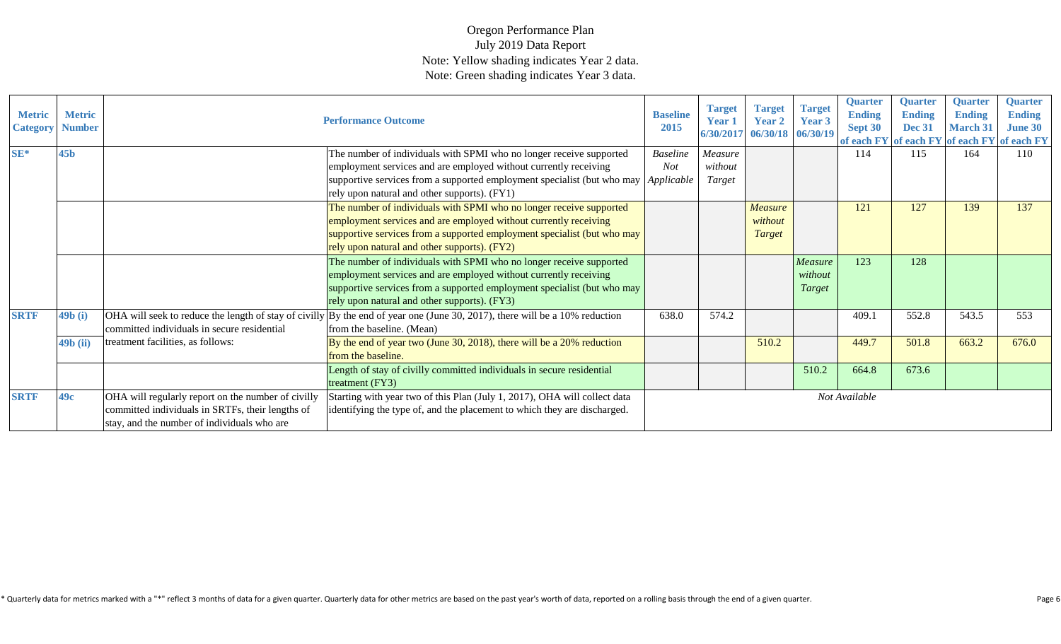Oregon Performance Plan
July 2019 Data Report
Note: Yellow shading indicates Year 2 data.
Note: Green shading indicates Year 3 data.

| Metric Category | Metric Number | Performance Outcome | | Baseline 2015 | Target Year 1 6/30/2017 | Target Year 2 06/30/18 | Target Year 3 06/30/19 | Quarter Ending Sept 30 of each FY | Quarter Ending Dec 31 of each FY | Quarter Ending March 31 of each FY | Quarter Ending June 30 of each FY |
|---|---|---|---|---|---|---|---|---|---|---|---|
| SE* | 45b | | The number of individuals with SPMI who no longer receive supported employment services and are employed without currently receiving supportive services from a supported employment specialist (but who may rely upon natural and other supports). (FY1) | *Baseline Not Applicable* | *Measure without Target* | | | 114 | 115 | 164 | 110 |
| | | | The number of individuals with SPMI who no longer receive supported employment services and are employed without currently receiving supportive services from a supported employment specialist (but who may rely upon natural and other supports). (FY2) | | | *Measure without Target* | | 121 | 127 | 139 | 137 |
| | | | The number of individuals with SPMI who no longer receive supported employment services and are employed without currently receiving supportive services from a supported employment specialist (but who may rely upon natural and other supports). (FY3) | | | | *Measure without Target* | 123 | 128 | | |
| SRTF | 49b (i) | OHA will seek to reduce the length of stay of civilly committed individuals in secure residential treatment facilities, as follows: | By the end of year one (June 30, 2017), there will be a 10% reduction from the baseline. (Mean) | 638.0 | 574.2 | | | 409.1 | 552.8 | 543.5 | 553 |
| | 49b (ii) | | By the end of year two (June 30, 2018), there will be a 20% reduction from the baseline. | | | 510.2 | | 449.7 | 501.8 | 663.2 | 676.0 |
| | | | Length of stay of civilly committed individuals in secure residential treatment (FY3) | | | | 510.2 | 664.8 | 673.6 | | |
| SRTF | 49c | OHA will regularly report on the number of civilly committed individuals in SRTFs, their lengths of stay, and the number of individuals who are | Starting with year two of this Plan (July 1, 2017), OHA will collect data identifying the type of, and the placement to which they are discharged. | *Not Available* | | | | | | | |

\* Quarterly data for metrics marked with a "*" reflect 3 months of data for a given quarter. Quarterly data for other metrics are based on the past year's worth of data, reported on a rolling basis through the end of a given quarter.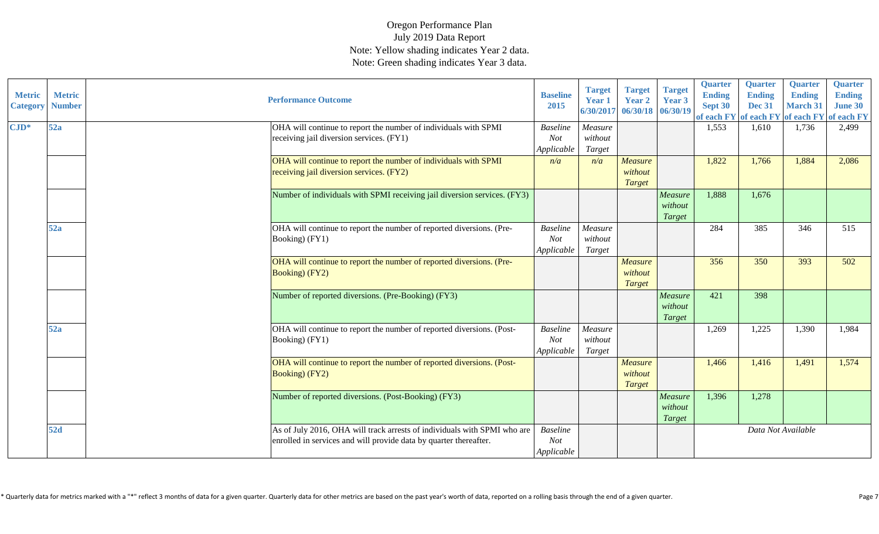Oregon Performance Plan
July 2019 Data Report
Note: Yellow shading indicates Year 2 data.
Note: Green shading indicates Year 3 data.

| Metric Category | Metric Number | Performance Outcome | Baseline 2015 | Target Year 1 6/30/2017 | Target Year 2 06/30/18 | Target Year 3 06/30/19 | Quarter Ending Sept 30 of each FY | Quarter Ending Dec 31 of each FY | Quarter Ending March 31 of each FY | Quarter Ending June 30 of each FY |
|---|---|---|---|---|---|---|---|---|---|---|
| CJD* | 52a | OHA will continue to report the number of individuals with SPMI receiving jail diversion services. (FY1) | *Baseline Not Applicable* | *Measure without Target* | | | 1,553 | 1,610 | 1,736 | 2,499 |
| | | OHA will continue to report the number of individuals with SPMI receiving jail diversion services. (FY2) | *n/a* | *n/a* | *Measure without Target* | | 1,822 | 1,766 | 1,884 | 2,086 |
| | | Number of individuals with SPMI receiving jail diversion services. (FY3) | | | | *Measure without Target* | 1,888 | 1,676 | | |
| | 52a | OHA will continue to report the number of reported diversions. (Pre-Booking) (FY1) | *Baseline Not Applicable* | *Measure without Target* | | | 284 | 385 | 346 | 515 |
| | | OHA will continue to report the number of reported diversions. (Pre-Booking) (FY2) | | | *Measure without Target* | | 356 | 350 | 393 | 502 |
| | | Number of reported diversions. (Pre-Booking) (FY3) | | | | *Measure without Target* | 421 | 398 | | |
| | 52a | OHA will continue to report the number of reported diversions. (Post-Booking) (FY1) | *Baseline Not Applicable* | *Measure without Target* | | | 1,269 | 1,225 | 1,390 | 1,984 |
| | | OHA will continue to report the number of reported diversions. (Post-Booking) (FY2) | | | *Measure without Target* | | 1,466 | 1,416 | 1,491 | 1,574 |
| | | Number of reported diversions. (Post-Booking) (FY3) | | | | *Measure without Target* | 1,396 | 1,278 | | |
| | 52d | As of July 2016, OHA will track arrests of individuals with SPMI who are enrolled in services and will provide data by quarter thereafter. | *Baseline Not Applicable* | | | | *Data Not Available* | | | |

* Quarterly data for metrics marked with a "*" reflect 3 months of data for a given quarter. Quarterly data for other metrics are based on the past year's worth of data, reported on a rolling basis through the end of a given quarter.